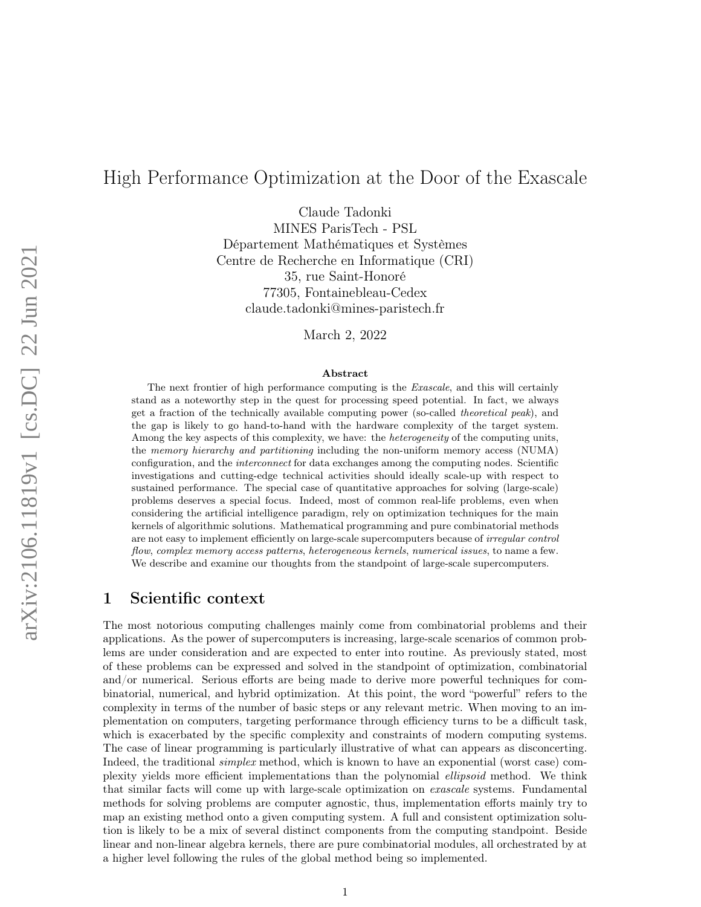# High Performance Optimization at the Door of the Exascale

Claude Tadonki
MINES ParisTech - PSL
Département Mathématiques et Systèmes
Centre de Recherche en Informatique (CRI)
35, rue Saint-Honoré
77305, Fontainebleau-Cedex
claude.tadonki@mines-paristech.fr

March 2, 2022

**Abstract**

The next frontier of high performance computing is the *Exascale*, and this will certainly stand as a noteworthy step in the quest for processing speed potential. In fact, we always get a fraction of the technically available computing power (so-called *theoretical peak*), and the gap is likely to go hand-to-hand with the hardware complexity of the target system. Among the key aspects of this complexity, we have: the *heterogeneity* of the computing units, the *memory hierarchy and partitioning* including the non-uniform memory access (NUMA) configuration, and the *interconnect* for data exchanges among the computing nodes. Scientific investigations and cutting-edge technical activities should ideally scale-up with respect to sustained performance. The special case of quantitative approaches for solving (large-scale) problems deserves a special focus. Indeed, most of common real-life problems, even when considering the artificial intelligence paradigm, rely on optimization techniques for the main kernels of algorithmic solutions. Mathematical programming and pure combinatorial methods are not easy to implement efficiently on large-scale supercomputers because of *irregular control flow*, *complex memory access patterns*, *heterogeneous kernels*, *numerical issues*, to name a few. We describe and examine our thoughts from the standpoint of large-scale supercomputers.

## 1 Scientific context

The most notorious computing challenges mainly come from combinatorial problems and their applications. As the power of supercomputers is increasing, large-scale scenarios of common problems are under consideration and are expected to enter into routine. As previously stated, most of these problems can be expressed and solved in the standpoint of optimization, combinatorial and/or numerical. Serious efforts are being made to derive more powerful techniques for combinatorial, numerical, and hybrid optimization. At this point, the word "powerful" refers to the complexity in terms of the number of basic steps or any relevant metric. When moving to an implementation on computers, targeting performance through efficiency turns to be a difficult task, which is exacerbated by the specific complexity and constraints of modern computing systems. The case of linear programming is particularly illustrative of what can appears as disconcerting. Indeed, the traditional *simplex* method, which is known to have an exponential (worst case) complexity yields more efficient implementations than the polynomial *ellipsoid* method. We think that similar facts will come up with large-scale optimization on *exascale* systems. Fundamental methods for solving problems are computer agnostic, thus, implementation efforts mainly try to map an existing method onto a given computing system. A full and consistent optimization solution is likely to be a mix of several distinct components from the computing standpoint. Beside linear and non-linear algebra kernels, there are pure combinatorial modules, all orchestrated by at a higher level following the rules of the global method being so implemented.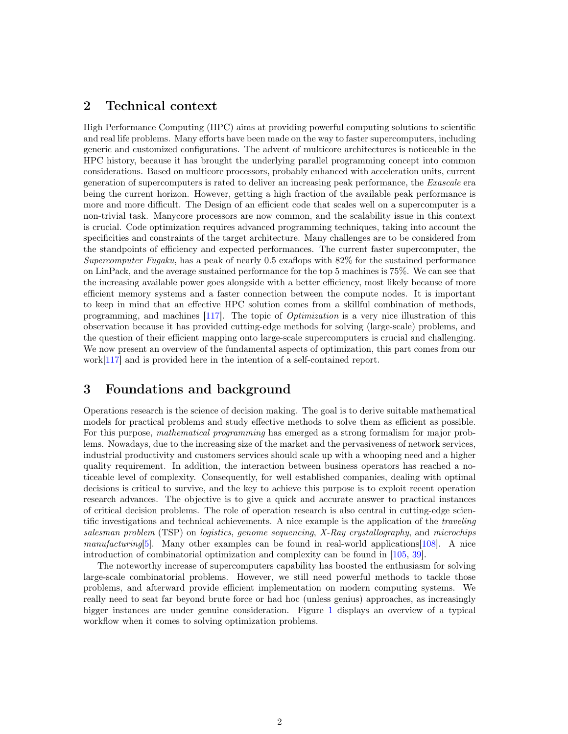## 2 Technical context

High Performance Computing (HPC) aims at providing powerful computing solutions to scientific and real life problems. Many efforts have been made on the way to faster supercomputers, including generic and customized configurations. The advent of multicore architectures is noticeable in the HPC history, because it has brought the underlying parallel programming concept into common considerations. Based on multicore processors, probably enhanced with acceleration units, current generation of supercomputers is rated to deliver an increasing peak performance, the *Exascale* era being the current horizon. However, getting a high fraction of the available peak performance is more and more difficult. The Design of an efficient code that scales well on a supercomputer is a non-trivial task. Manycore processors are now common, and the scalability issue in this context is crucial. Code optimization requires advanced programming techniques, taking into account the specificities and constraints of the target architecture. Many challenges are to be considered from the standpoints of efficiency and expected performances. The current faster supercomputer, the *Supercomputer Fugaku*, has a peak of nearly 0.5 exaflops with 82% for the sustained performance on LinPack, and the average sustained performance for the top 5 machines is 75%. We can see that the increasing available power goes alongside with a better efficiency, most likely because of more efficient memory systems and a faster connection between the compute nodes. It is important to keep in mind that an effective HPC solution comes from a skillful combination of methods, programming, and machines [117]. The topic of *Optimization* is a very nice illustration of this observation because it has provided cutting-edge methods for solving (large-scale) problems, and the question of their efficient mapping onto large-scale supercomputers is crucial and challenging. We now present an overview of the fundamental aspects of optimization, this part comes from our work[117] and is provided here in the intention of a self-contained report.

## 3 Foundations and background

Operations research is the science of decision making. The goal is to derive suitable mathematical models for practical problems and study effective methods to solve them as efficient as possible. For this purpose, *mathematical programming* has emerged as a strong formalism for major problems. Nowadays, due to the increasing size of the market and the pervasiveness of network services, industrial productivity and customers services should scale up with a whooping need and a higher quality requirement. In addition, the interaction between business operators has reached a noticeable level of complexity. Consequently, for well established companies, dealing with optimal decisions is critical to survive, and the key to achieve this purpose is to exploit recent operation research advances. The objective is to give a quick and accurate answer to practical instances of critical decision problems. The role of operation research is also central in cutting-edge scientific investigations and technical achievements. A nice example is the application of the *traveling salesman problem* (TSP) on *logistics*, *genome sequencing*, *X-Ray crystallography*, and *microchips manufacturing*[5]. Many other examples can be found in real-world applications[108]. A nice introduction of combinatorial optimization and complexity can be found in [105, 39].

The noteworthy increase of supercomputers capability has boosted the enthusiasm for solving large-scale combinatorial problems. However, we still need powerful methods to tackle those problems, and afterward provide efficient implementation on modern computing systems. We really need to seat far beyond brute force or had hoc (unless genius) approaches, as increasingly bigger instances are under genuine consideration. Figure 1 displays an overview of a typical workflow when it comes to solving optimization problems.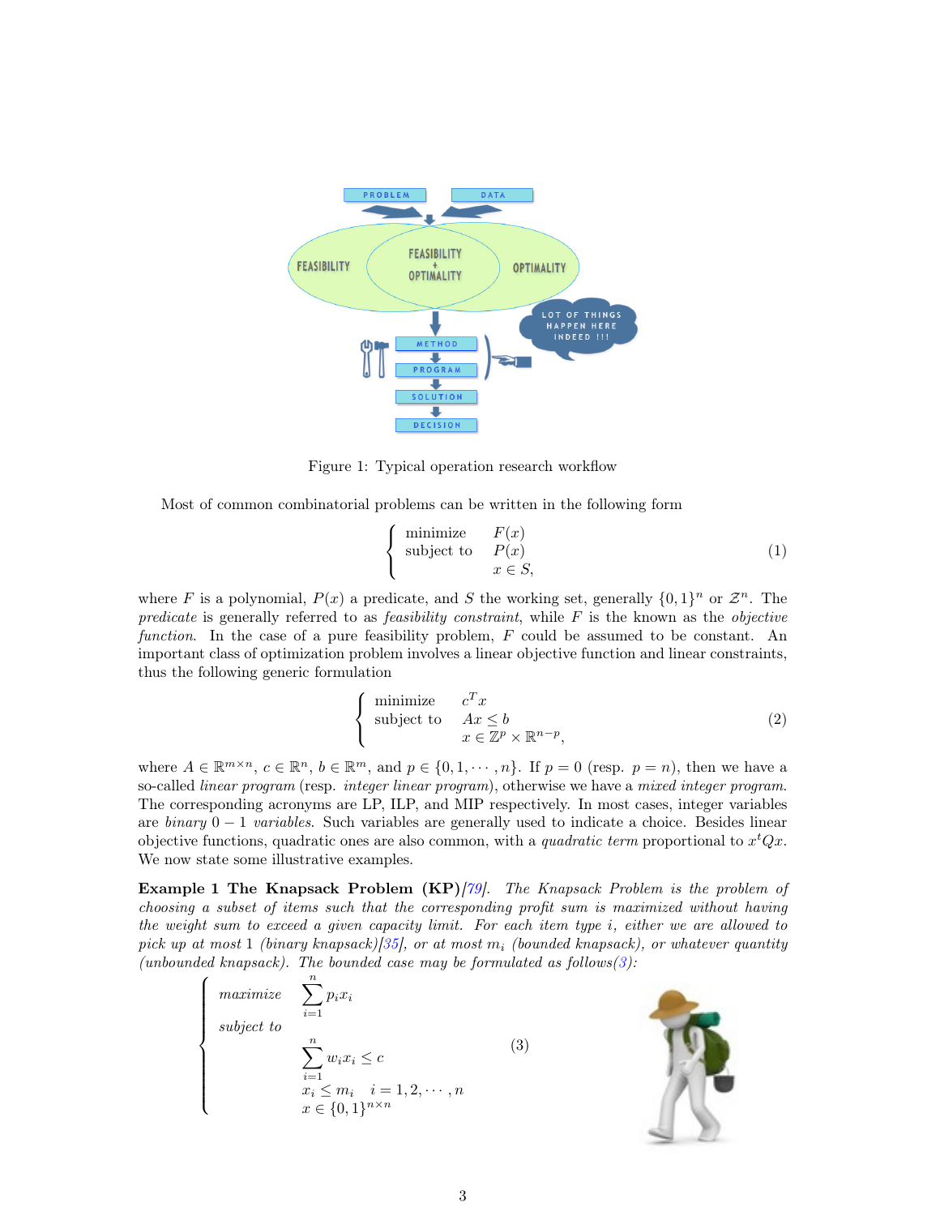PROBLEM
DATA
FEASIBILITY
FEASIBILITY + OPTIMALITY
OPTIMALITY
METHOD
PROGRAM
SOLUTION
DECISION
LOT OF THINGS HAPPEN HERE INDEED !!!

Figure 1: Typical operation research workflow

Most of common combinatorial problems can be written in the following form

$$\left\{ \begin{array}{ll} \text{minimize} & F(x) \\ \text{subject to} & P(x) \\ & x \in S, \end{array} \right. \tag{1}$$

where $F$ is a polynomial, $P(x)$ a predicate, and $S$ the working set, generally $\{0,1\}^n$ or $\mathcal{Z}^n$. The *predicate* is generally referred to as *feasibility constraint*, while $F$ is the known as the *objective function*. In the case of a pure feasibility problem, $F$ could be assumed to be constant. An important class of optimization problem involves a linear objective function and linear constraints, thus the following generic formulation

$$\left\{ \begin{array}{ll} \text{minimize} & c^T x \\ \text{subject to} & Ax \leq b \\ & x \in \mathbb{Z}^p \times \mathbb{R}^{n-p}, \end{array} \right. \tag{2}$$

where $A \in \mathbb{R}^{m \times n}$, $c \in \mathbb{R}^n$, $b \in \mathbb{R}^m$, and $p \in \{0, 1, \cdots, n\}$. If $p = 0$ (resp. $p = n$), then we have a so-called *linear program* (resp. *integer linear program*), otherwise we have a *mixed integer program*. The corresponding acronyms are LP, ILP, and MIP respectively. In most cases, integer variables are *binary* $0-1$ *variables*. Such variables are generally used to indicate a choice. Besides linear objective functions, quadratic ones are also common, with a *quadratic term* proportional to $x^t Q x$. We now state some illustrative examples.

**Example 1 The Knapsack Problem (KP)**[79]. *The Knapsack Problem is the problem of choosing a subset of items such that the corresponding profit sum is maximized without having the weight sum to exceed a given capacity limit. For each item type $i$, either we are allowed to pick up at most 1 (binary knapsack)[35], or at most $m_i$ (bounded knapsack), or whatever quantity (unbounded knapsack). The bounded case may be formulated as follows(3):*

$$\left\{ \begin{array}{ll} \textit{maximize} & \displaystyle\sum_{i=1}^{n} p_i x_i \\ \textit{subject to} & \\ & \displaystyle\sum_{i=1}^{n} w_i x_i \leq c \\ & x_i \leq m_i \quad i = 1, 2, \cdots, n \\ & x \in \{0,1\}^{n \times n} \end{array} \right. \tag{3}$$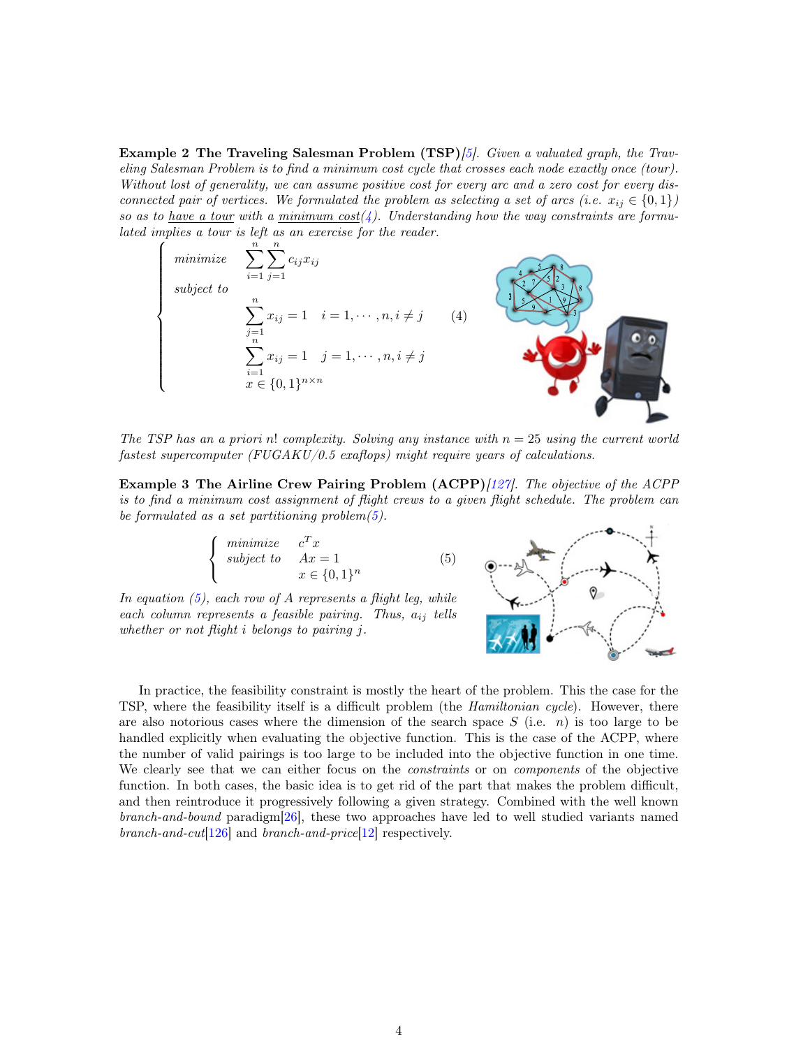**Example 2 The Traveling Salesman Problem (TSP)**[5]. *Given a valuated graph, the Traveling Salesman Problem is to find a minimum cost cycle that crosses each node exactly once (tour). Without lost of generality, we can assume positive cost for every arc and a zero cost for every disconnected pair of vertices. We formulated the problem as selecting a set of arcs (i.e. $x_{ij} \in \{0,1\}$) so as to have a tour with a minimum cost(4). Understanding how the way constraints are formulated implies a tour is left as an exercise for the reader.*

$$
\begin{cases}
\text{minimize} & \displaystyle\sum_{i=1}^{n}\sum_{j=1}^{n} c_{ij}x_{ij} \\
\text{subject to} & \\
& \displaystyle\sum_{j=1}^{n} x_{ij} = 1 \quad i = 1, \cdots, n, i \neq j \\
& \displaystyle\sum_{i=1}^{n} x_{ij} = 1 \quad j = 1, \cdots, n, i \neq j \\
& x \in \{0,1\}^{n \times n}
\end{cases}
\tag{4}
$$

*The TSP has an a priori $n!$ complexity. Solving any instance with $n = 25$ using the current world fastest supercomputer (FUGAKU/0.5 exaflops) might require years of calculations.*

**Example 3 The Airline Crew Pairing Problem (ACPP)**[127]. *The objective of the ACPP is to find a minimum cost assignment of flight crews to a given flight schedule. The problem can be formulated as a set partitioning problem(5).*

$$
\begin{cases}
\text{minimize} & c^T x \\
\text{subject to} & Ax = 1 \\
& x \in \{0,1\}^n
\end{cases}
\tag{5}
$$

*In equation (5), each row of $A$ represents a flight leg, while each column represents a feasible pairing. Thus, $a_{ij}$ tells whether or not flight $i$ belongs to pairing $j$.*

In practice, the feasibility constraint is mostly the heart of the problem. This the case for the TSP, where the feasibility itself is a difficult problem (the *Hamiltonian cycle*). However, there are also notorious cases where the dimension of the search space $S$ (i.e. $n$) is too large to be handled explicitly when evaluating the objective function. This is the case of the ACPP, where the number of valid pairings is too large to be included into the objective function in one time. We clearly see that we can either focus on the *constraints* or on *components* of the objective function. In both cases, the basic idea is to get rid of the part that makes the problem difficult, and then reintroduce it progressively following a given strategy. Combined with the well known *branch-and-bound* paradigm[26], these two approaches have led to well studied variants named *branch-and-cut*[126] and *branch-and-price*[12] respectively.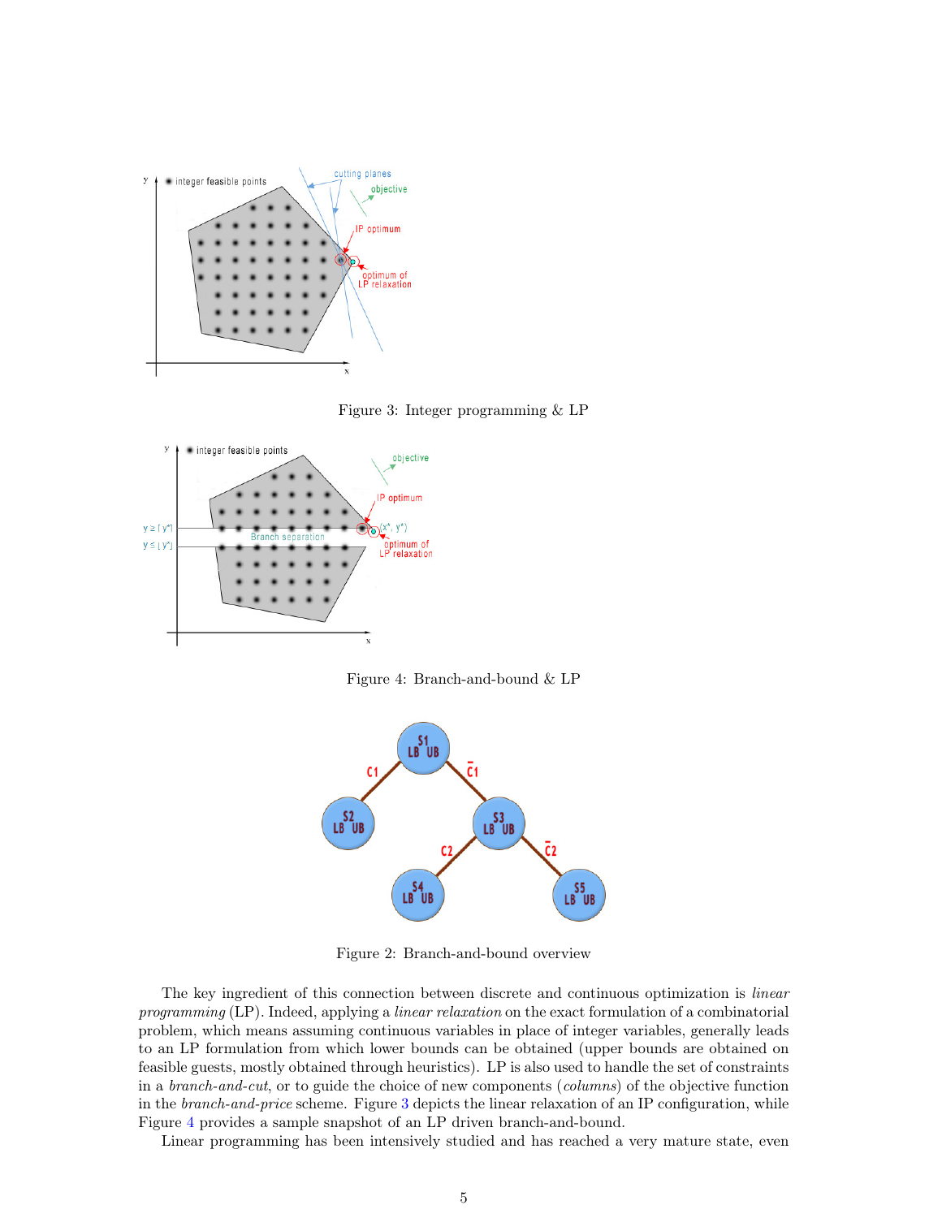y

integer feasible points

cutting planes

objective

IP optimum

optimum of
LP relaxation

x

Figure 3: Integer programming & LP

y

integer feasible points

objective

IP optimum

$y \geq \lceil y^* \rceil$

$(x^*, y^*)$

Branch separation

$y \leq \lfloor y^* \rfloor$

optimum of
LP relaxation

x

Figure 4: Branch-and-bound & LP

S1
LB UB

C1

$\bar{C1}$

S2
LB UB

S3
LB UB

C2

$\bar{C2}$

S4
LB UB

S5
LB UB

Figure 2: Branch-and-bound overview

The key ingredient of this connection between discrete and continuous optimization is *linear programming* (LP). Indeed, applying a *linear relaxation* on the exact formulation of a combinatorial problem, which means assuming continuous variables in place of integer variables, generally leads to an LP formulation from which lower bounds can be obtained (upper bounds are obtained on feasible guests, mostly obtained through heuristics). LP is also used to handle the set of constraints in a *branch-and-cut*, or to guide the choice of new components (*columns*) of the objective function in the *branch-and-price* scheme. Figure 3 depicts the linear relaxation of an IP configuration, while Figure 4 provides a sample snapshot of an LP driven branch-and-bound.

Linear programming has been intensively studied and has reached a very mature state, even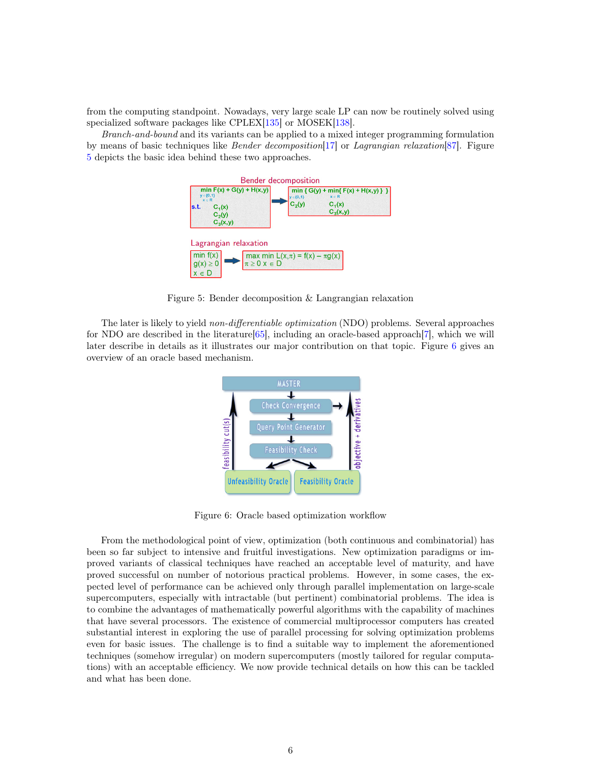from the computing standpoint. Nowadays, very large scale LP can now be routinely solved using specialized software packages like CPLEX[135] or MOSEK[138].

*Branch-and-bound* and its variants can be applied to a mixed integer programming formulation by means of basic techniques like *Bender decomposition*[17] or *Lagrangian relaxation*[87]. Figure 5 depicts the basic idea behind these two approaches.

Bender decomposition

min F(x) + G(y) + H(x,y)
y ∈ {0,1}
x ∈ R
s.t. $C_1(x)$
$C_2(y)$
$C_3(x,y)$

min { G(y) + min{ F(x) + H(x,y) } }
y ∈ {0,1}
x ∈ R
$C_2(y)$
$C_1(x)$
$C_3(x,y)$

Lagrangian relaxation

min f(x)
g(x) ≥ 0
x ∈ D

max min L(x,π) = f(x) − πg(x)
π ≥ 0 x ∈ D

Figure 5: Bender decomposition & Langrangian relaxation

The later is likely to yield *non-differentiable optimization* (NDO) problems. Several approaches for NDO are described in the literature[65], including an oracle-based approach[7], which we will later describe in details as it illustrates our major contribution on that topic. Figure 6 gives an overview of an oracle based mechanism.

MASTER
Check Convergence
Query Point Generator
Feasibility Check
Unfeasibility Oracle
Feasibility Oracle
feasibility cut(s)
objective + derivatives

Figure 6: Oracle based optimization workflow

From the methodological point of view, optimization (both continuous and combinatorial) has been so far subject to intensive and fruitful investigations. New optimization paradigms or improved variants of classical techniques have reached an acceptable level of maturity, and have proved successful on number of notorious practical problems. However, in some cases, the expected level of performance can be achieved only through parallel implementation on large-scale supercomputers, especially with intractable (but pertinent) combinatorial problems. The idea is to combine the advantages of mathematically powerful algorithms with the capability of machines that have several processors. The existence of commercial multiprocessor computers has created substantial interest in exploring the use of parallel processing for solving optimization problems even for basic issues. The challenge is to find a suitable way to implement the aforementioned techniques (somehow irregular) on modern supercomputers (mostly tailored for regular computations) with an acceptable efficiency. We now provide technical details on how this can be tackled and what has been done.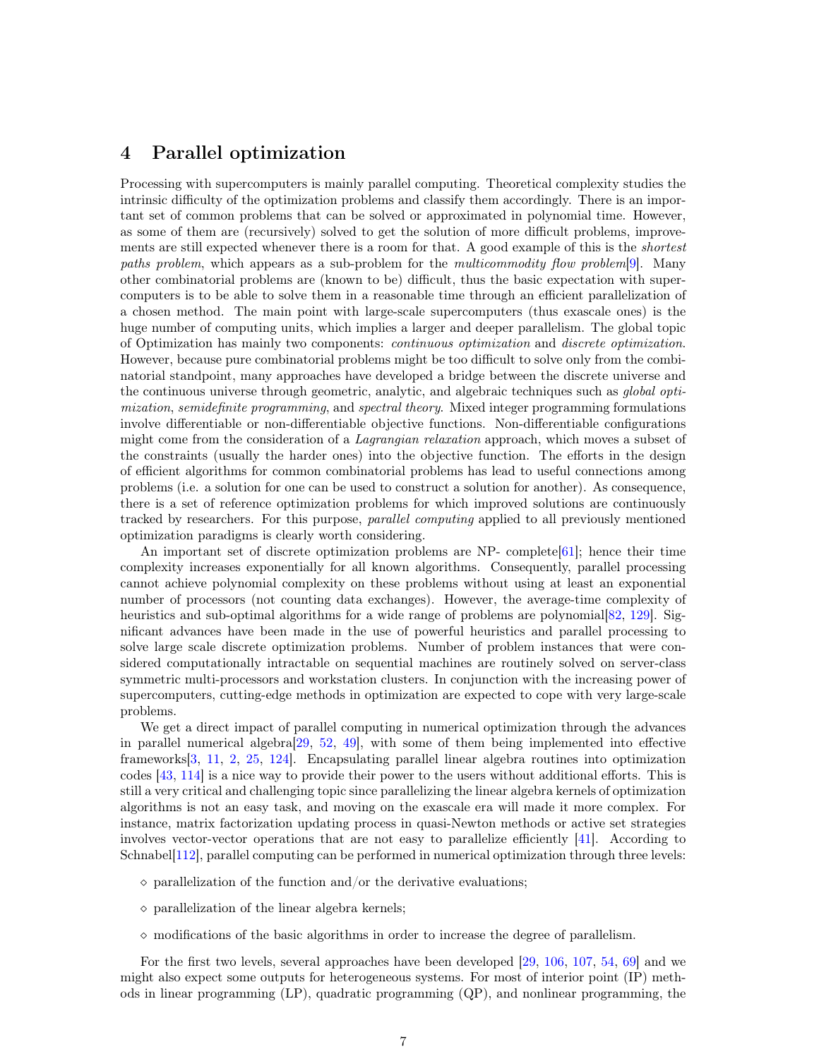# 4 Parallel optimization

Processing with supercomputers is mainly parallel computing. Theoretical complexity studies the intrinsic difficulty of the optimization problems and classify them accordingly. There is an important set of common problems that can be solved or approximated in polynomial time. However, as some of them are (recursively) solved to get the solution of more difficult problems, improvements are still expected whenever there is a room for that. A good example of this is the *shortest paths problem*, which appears as a sub-problem for the *multicommodity flow problem*[9]. Many other combinatorial problems are (known to be) difficult, thus the basic expectation with supercomputers is to be able to solve them in a reasonable time through an efficient parallelization of a chosen method. The main point with large-scale supercomputers (thus exascale ones) is the huge number of computing units, which implies a larger and deeper parallelism. The global topic of Optimization has mainly two components: *continuous optimization* and *discrete optimization*. However, because pure combinatorial problems might be too difficult to solve only from the combinatorial standpoint, many approaches have developed a bridge between the discrete universe and the continuous universe through geometric, analytic, and algebraic techniques such as *global optimization*, *semidefinite programming*, and *spectral theory*. Mixed integer programming formulations involve differentiable or non-differentiable objective functions. Non-differentiable configurations might come from the consideration of a *Lagrangian relaxation* approach, which moves a subset of the constraints (usually the harder ones) into the objective function. The efforts in the design of efficient algorithms for common combinatorial problems has lead to useful connections among problems (i.e. a solution for one can be used to construct a solution for another). As consequence, there is a set of reference optimization problems for which improved solutions are continuously tracked by researchers. For this purpose, *parallel computing* applied to all previously mentioned optimization paradigms is clearly worth considering.

An important set of discrete optimization problems are NP- complete[61]; hence their time complexity increases exponentially for all known algorithms. Consequently, parallel processing cannot achieve polynomial complexity on these problems without using at least an exponential number of processors (not counting data exchanges). However, the average-time complexity of heuristics and sub-optimal algorithms for a wide range of problems are polynomial[82, 129]. Significant advances have been made in the use of powerful heuristics and parallel processing to solve large scale discrete optimization problems. Number of problem instances that were considered computationally intractable on sequential machines are routinely solved on server-class symmetric multi-processors and workstation clusters. In conjunction with the increasing power of supercomputers, cutting-edge methods in optimization are expected to cope with very large-scale problems.

We get a direct impact of parallel computing in numerical optimization through the advances in parallel numerical algebra[29, 52, 49], with some of them being implemented into effective frameworks[3, 11, 2, 25, 124]. Encapsulating parallel linear algebra routines into optimization codes [43, 114] is a nice way to provide their power to the users without additional efforts. This is still a very critical and challenging topic since parallelizing the linear algebra kernels of optimization algorithms is not an easy task, and moving on the exascale era will made it more complex. For instance, matrix factorization updating process in quasi-Newton methods or active set strategies involves vector-vector operations that are not easy to parallelize efficiently [41]. According to Schnabel[112], parallel computing can be performed in numerical optimization through three levels:

- parallelization of the function and/or the derivative evaluations;
- parallelization of the linear algebra kernels;
- modifications of the basic algorithms in order to increase the degree of parallelism.

For the first two levels, several approaches have been developed [29, 106, 107, 54, 69] and we might also expect some outputs for heterogeneous systems. For most of interior point (IP) methods in linear programming (LP), quadratic programming (QP), and nonlinear programming, the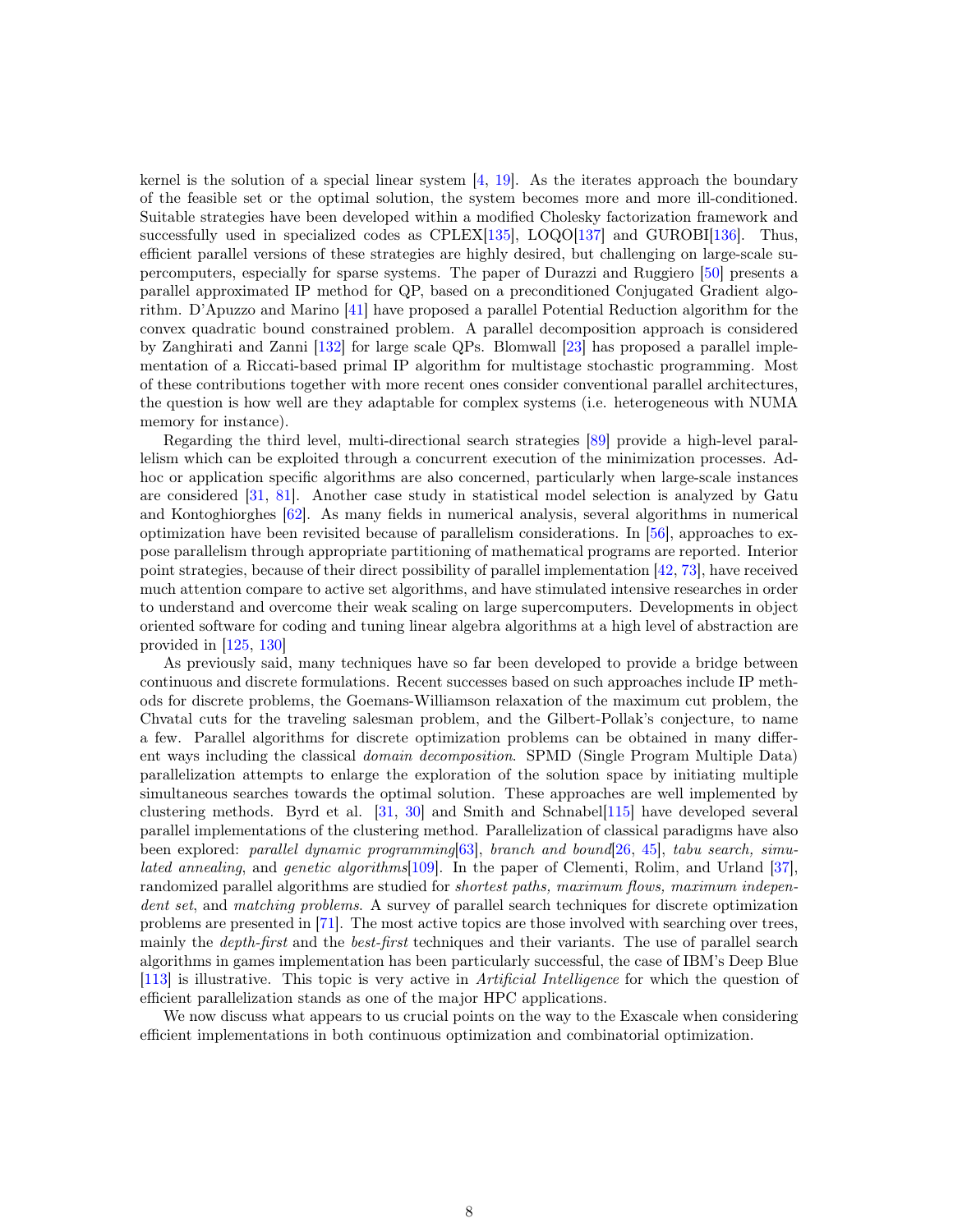kernel is the solution of a special linear system [4, 19]. As the iterates approach the boundary of the feasible set or the optimal solution, the system becomes more and more ill-conditioned. Suitable strategies have been developed within a modified Cholesky factorization framework and successfully used in specialized codes as CPLEX[135], LOQO[137] and GUROBI[136]. Thus, efficient parallel versions of these strategies are highly desired, but challenging on large-scale supercomputers, especially for sparse systems. The paper of Durazzi and Ruggiero [50] presents a parallel approximated IP method for QP, based on a preconditioned Conjugated Gradient algorithm. D'Apuzzo and Marino [41] have proposed a parallel Potential Reduction algorithm for the convex quadratic bound constrained problem. A parallel decomposition approach is considered by Zanghirati and Zanni [132] for large scale QPs. Blomwall [23] has proposed a parallel implementation of a Riccati-based primal IP algorithm for multistage stochastic programming. Most of these contributions together with more recent ones consider conventional parallel architectures, the question is how well are they adaptable for complex systems (i.e. heterogeneous with NUMA memory for instance).

Regarding the third level, multi-directional search strategies [89] provide a high-level parallelism which can be exploited through a concurrent execution of the minimization processes. Ad-hoc or application specific algorithms are also concerned, particularly when large-scale instances are considered [31, 81]. Another case study in statistical model selection is analyzed by Gatu and Kontoghiorghes [62]. As many fields in numerical analysis, several algorithms in numerical optimization have been revisited because of parallelism considerations. In [56], approaches to expose parallelism through appropriate partitioning of mathematical programs are reported. Interior point strategies, because of their direct possibility of parallel implementation [42, 73], have received much attention compare to active set algorithms, and have stimulated intensive researches in order to understand and overcome their weak scaling on large supercomputers. Developments in object oriented software for coding and tuning linear algebra algorithms at a high level of abstraction are provided in [125, 130]

As previously said, many techniques have so far been developed to provide a bridge between continuous and discrete formulations. Recent successes based on such approaches include IP methods for discrete problems, the Goemans-Williamson relaxation of the maximum cut problem, the Chvatal cuts for the traveling salesman problem, and the Gilbert-Pollak's conjecture, to name a few. Parallel algorithms for discrete optimization problems can be obtained in many different ways including the classical *domain decomposition*. SPMD (Single Program Multiple Data) parallelization attempts to enlarge the exploration of the solution space by initiating multiple simultaneous searches towards the optimal solution. These approaches are well implemented by clustering methods. Byrd et al. [31, 30] and Smith and Schnabel[115] have developed several parallel implementations of the clustering method. Parallelization of classical paradigms have also been explored: *parallel dynamic programming*[63], *branch and bound*[26, 45], *tabu search, simulated annealing*, and *genetic algorithms*[109]. In the paper of Clementi, Rolim, and Urland [37], randomized parallel algorithms are studied for *shortest paths, maximum flows, maximum independent set*, and *matching problems*. A survey of parallel search techniques for discrete optimization problems are presented in [71]. The most active topics are those involved with searching over trees, mainly the *depth-first* and the *best-first* techniques and their variants. The use of parallel search algorithms in games implementation has been particularly successful, the case of IBM's Deep Blue [113] is illustrative. This topic is very active in *Artificial Intelligence* for which the question of efficient parallelization stands as one of the major HPC applications.

We now discuss what appears to us crucial points on the way to the Exascale when considering efficient implementations in both continuous optimization and combinatorial optimization.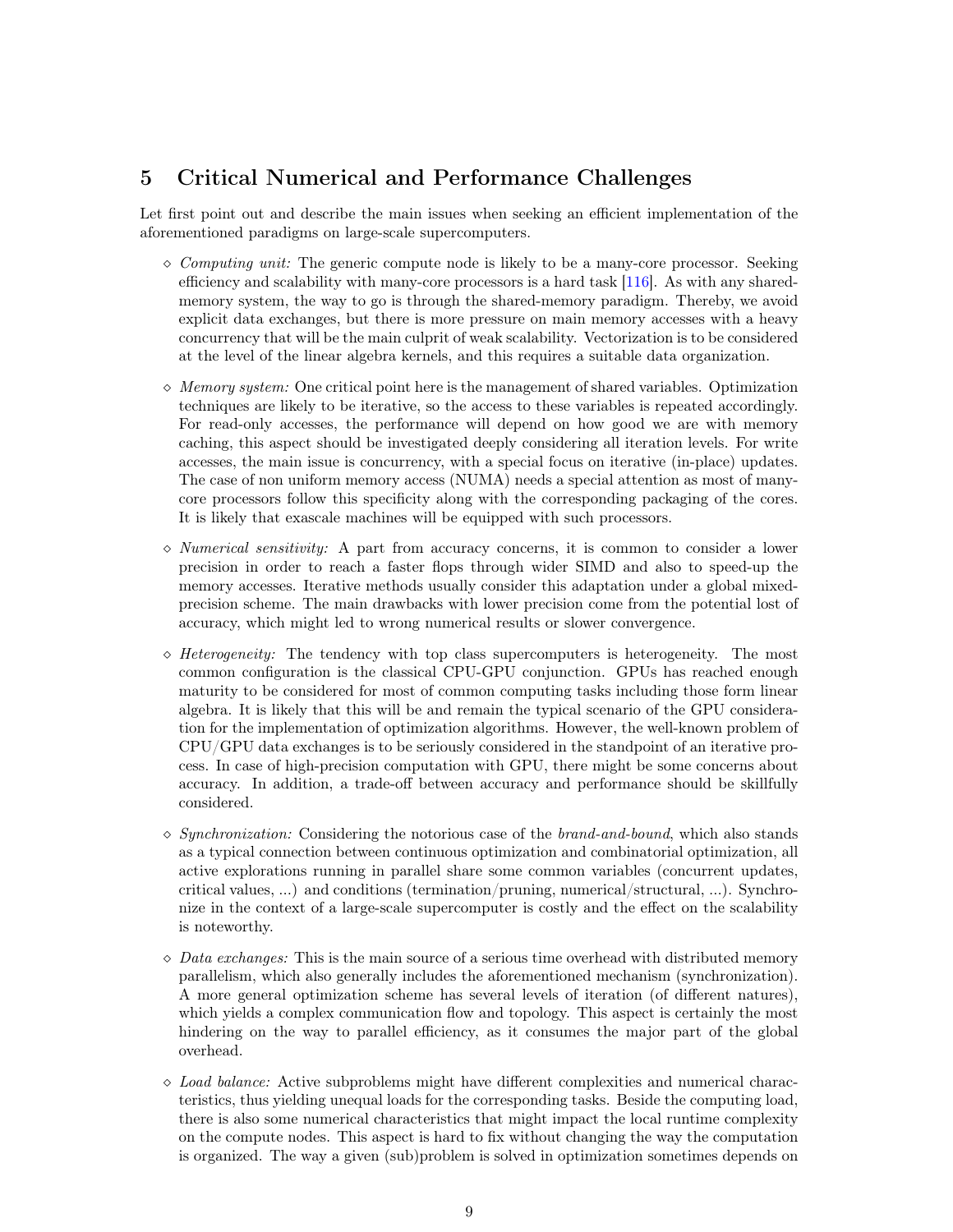## 5 Critical Numerical and Performance Challenges

Let first point out and describe the main issues when seeking an efficient implementation of the aforementioned paradigms on large-scale supercomputers.

- ◇ *Computing unit:* The generic compute node is likely to be a many-core processor. Seeking efficiency and scalability with many-core processors is a hard task [116]. As with any shared-memory system, the way to go is through the shared-memory paradigm. Thereby, we avoid explicit data exchanges, but there is more pressure on main memory accesses with a heavy concurrency that will be the main culprit of weak scalability. Vectorization is to be considered at the level of the linear algebra kernels, and this requires a suitable data organization.

- ◇ *Memory system:* One critical point here is the management of shared variables. Optimization techniques are likely to be iterative, so the access to these variables is repeated accordingly. For read-only accesses, the performance will depend on how good we are with memory caching, this aspect should be investigated deeply considering all iteration levels. For write accesses, the main issue is concurrency, with a special focus on iterative (in-place) updates. The case of non uniform memory access (NUMA) needs a special attention as most of many-core processors follow this specificity along with the corresponding packaging of the cores. It is likely that exascale machines will be equipped with such processors.

- ◇ *Numerical sensitivity:* A part from accuracy concerns, it is common to consider a lower precision in order to reach a faster flops through wider SIMD and also to speed-up the memory accesses. Iterative methods usually consider this adaptation under a global mixed-precision scheme. The main drawbacks with lower precision come from the potential lost of accuracy, which might led to wrong numerical results or slower convergence.

- ◇ *Heterogeneity:* The tendency with top class supercomputers is heterogeneity. The most common configuration is the classical CPU-GPU conjunction. GPUs has reached enough maturity to be considered for most of common computing tasks including those form linear algebra. It is likely that this will be and remain the typical scenario of the GPU consideration for the implementation of optimization algorithms. However, the well-known problem of CPU/GPU data exchanges is to be seriously considered in the standpoint of an iterative process. In case of high-precision computation with GPU, there might be some concerns about accuracy. In addition, a trade-off between accuracy and performance should be skillfully considered.

- ◇ *Synchronization:* Considering the notorious case of the *brand-and-bound*, which also stands as a typical connection between continuous optimization and combinatorial optimization, all active explorations running in parallel share some common variables (concurrent updates, critical values, ...) and conditions (termination/pruning, numerical/structural, ...). Synchronize in the context of a large-scale supercomputer is costly and the effect on the scalability is noteworthy.

- ◇ *Data exchanges:* This is the main source of a serious time overhead with distributed memory parallelism, which also generally includes the aforementioned mechanism (synchronization). A more general optimization scheme has several levels of iteration (of different natures), which yields a complex communication flow and topology. This aspect is certainly the most hindering on the way to parallel efficiency, as it consumes the major part of the global overhead.

- ◇ *Load balance:* Active subproblems might have different complexities and numerical characteristics, thus yielding unequal loads for the corresponding tasks. Beside the computing load, there is also some numerical characteristics that might impact the local runtime complexity on the compute nodes. This aspect is hard to fix without changing the way the computation is organized. The way a given (sub)problem is solved in optimization sometimes depends on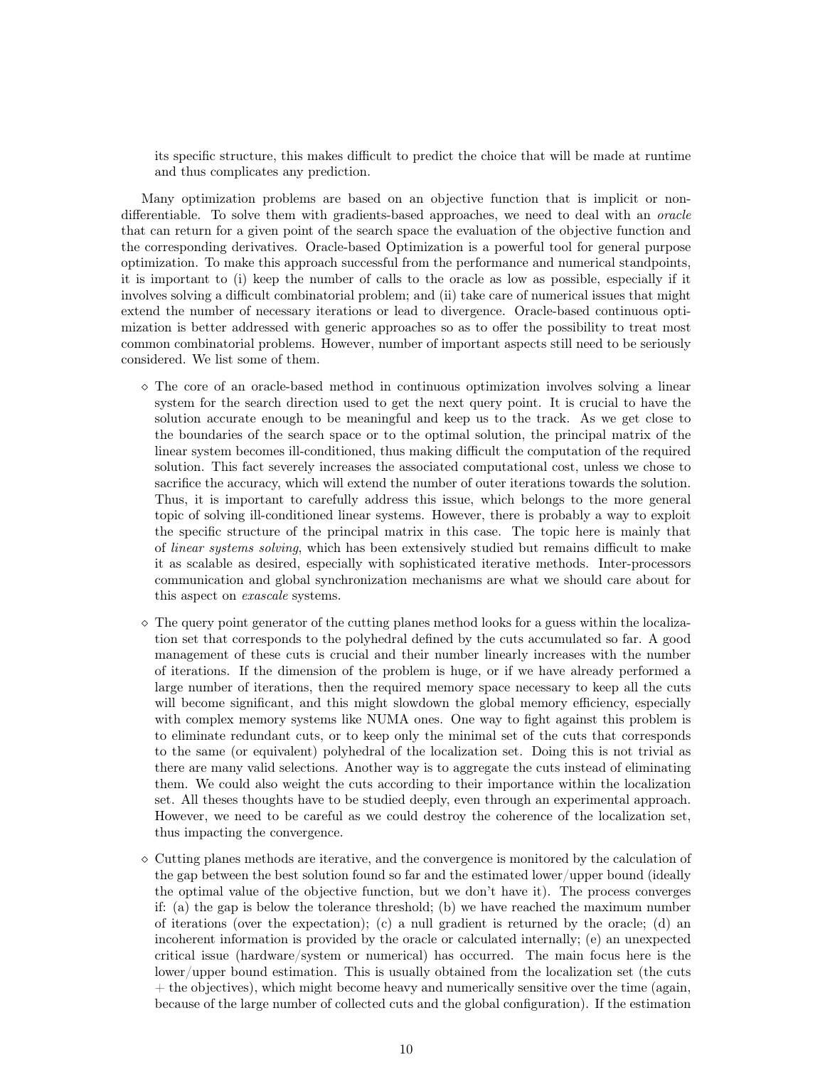its specific structure, this makes difficult to predict the choice that will be made at runtime and thus complicates any prediction.

Many optimization problems are based on an objective function that is implicit or non-differentiable. To solve them with gradients-based approaches, we need to deal with an *oracle* that can return for a given point of the search space the evaluation of the objective function and the corresponding derivatives. Oracle-based Optimization is a powerful tool for general purpose optimization. To make this approach successful from the performance and numerical standpoints, it is important to (i) keep the number of calls to the oracle as low as possible, especially if it involves solving a difficult combinatorial problem; and (ii) take care of numerical issues that might extend the number of necessary iterations or lead to divergence. Oracle-based continuous optimization is better addressed with generic approaches so as to offer the possibility to treat most common combinatorial problems. However, number of important aspects still need to be seriously considered. We list some of them.

- The core of an oracle-based method in continuous optimization involves solving a linear system for the search direction used to get the next query point. It is crucial to have the solution accurate enough to be meaningful and keep us to the track. As we get close to the boundaries of the search space or to the optimal solution, the principal matrix of the linear system becomes ill-conditioned, thus making difficult the computation of the required solution. This fact severely increases the associated computational cost, unless we chose to sacrifice the accuracy, which will extend the number of outer iterations towards the solution. Thus, it is important to carefully address this issue, which belongs to the more general topic of solving ill-conditioned linear systems. However, there is probably a way to exploit the specific structure of the principal matrix in this case. The topic here is mainly that of *linear systems solving*, which has been extensively studied but remains difficult to make it as scalable as desired, especially with sophisticated iterative methods. Inter-processors communication and global synchronization mechanisms are what we should care about for this aspect on *exascale* systems.

- The query point generator of the cutting planes method looks for a guess within the localization set that corresponds to the polyhedral defined by the cuts accumulated so far. A good management of these cuts is crucial and their number linearly increases with the number of iterations. If the dimension of the problem is huge, or if we have already performed a large number of iterations, then the required memory space necessary to keep all the cuts will become significant, and this might slowdown the global memory efficiency, especially with complex memory systems like NUMA ones. One way to fight against this problem is to eliminate redundant cuts, or to keep only the minimal set of the cuts that corresponds to the same (or equivalent) polyhedral of the localization set. Doing this is not trivial as there are many valid selections. Another way is to aggregate the cuts instead of eliminating them. We could also weight the cuts according to their importance within the localization set. All theses thoughts have to be studied deeply, even through an experimental approach. However, we need to be careful as we could destroy the coherence of the localization set, thus impacting the convergence.

- Cutting planes methods are iterative, and the convergence is monitored by the calculation of the gap between the best solution found so far and the estimated lower/upper bound (ideally the optimal value of the objective function, but we don't have it). The process converges if: (a) the gap is below the tolerance threshold; (b) we have reached the maximum number of iterations (over the expectation); (c) a null gradient is returned by the oracle; (d) an incoherent information is provided by the oracle or calculated internally; (e) an unexpected critical issue (hardware/system or numerical) has occurred. The main focus here is the lower/upper bound estimation. This is usually obtained from the localization set (the cuts + the objectives), which might become heavy and numerically sensitive over the time (again, because of the large number of collected cuts and the global configuration). If the estimation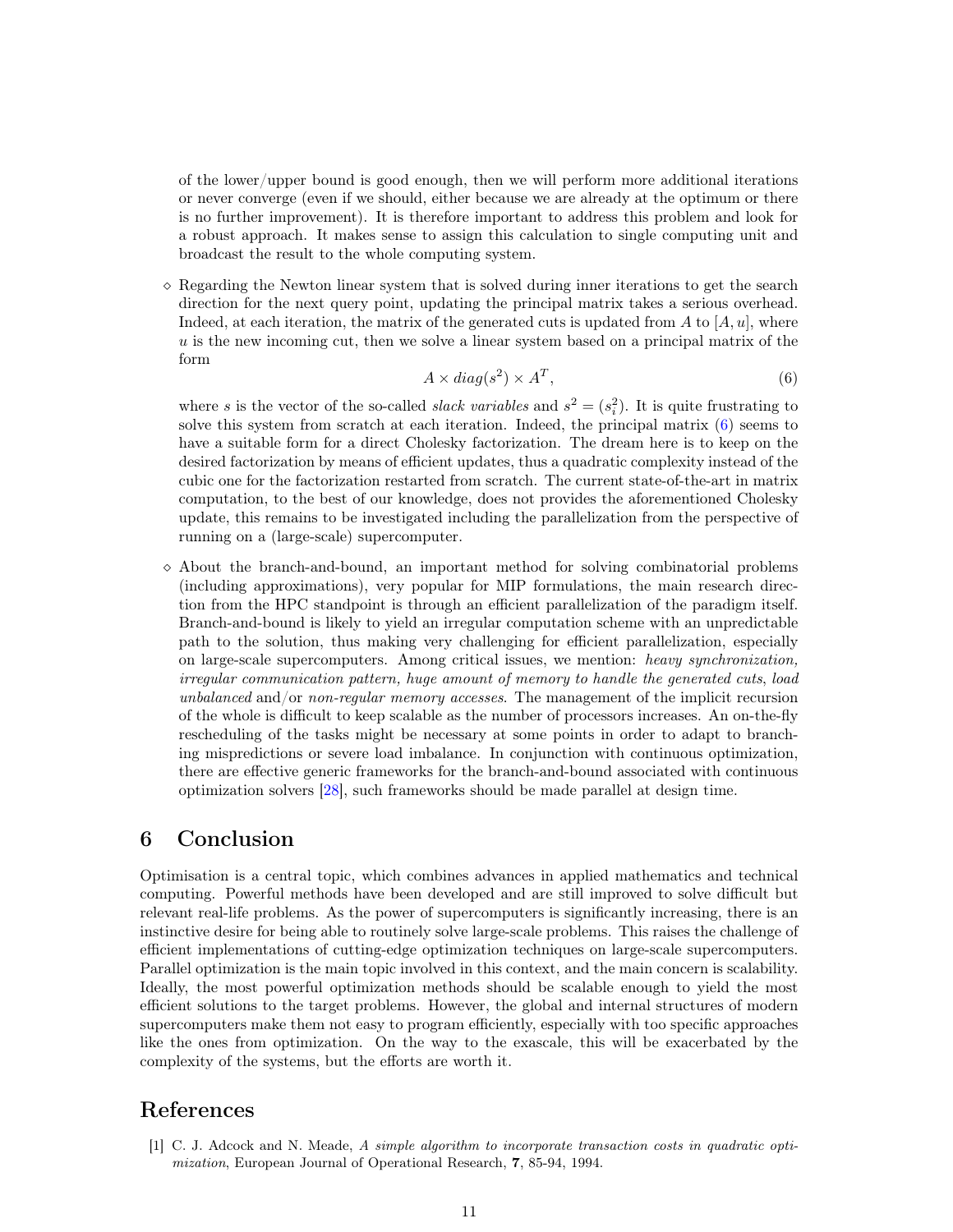of the lower/upper bound is good enough, then we will perform more additional iterations or never converge (even if we should, either because we are already at the optimum or there is no further improvement). It is therefore important to address this problem and look for a robust approach. It makes sense to assign this calculation to single computing unit and broadcast the result to the whole computing system.

- ⋄ Regarding the Newton linear system that is solved during inner iterations to get the search direction for the next query point, updating the principal matrix takes a serious overhead. Indeed, at each iteration, the matrix of the generated cuts is updated from $A$ to $[A, u]$, where $u$ is the new incoming cut, then we solve a linear system based on a principal matrix of the form

$$A \times diag(s^2) \times A^T, \tag{6}$$

  where $s$ is the vector of the so-called *slack variables* and $s^2 = (s_i^2)$. It is quite frustrating to solve this system from scratch at each iteration. Indeed, the principal matrix (6) seems to have a suitable form for a direct Cholesky factorization. The dream here is to keep on the desired factorization by means of efficient updates, thus a quadratic complexity instead of the cubic one for the factorization restarted from scratch. The current state-of-the-art in matrix computation, to the best of our knowledge, does not provides the aforementioned Cholesky update, this remains to be investigated including the parallelization from the perspective of running on a (large-scale) supercomputer.

- ⋄ About the branch-and-bound, an important method for solving combinatorial problems (including approximations), very popular for MIP formulations, the main research direction from the HPC standpoint is through an efficient parallelization of the paradigm itself. Branch-and-bound is likely to yield an irregular computation scheme with an unpredictable path to the solution, thus making very challenging for efficient parallelization, especially on large-scale supercomputers. Among critical issues, we mention: *heavy synchronization, irregular communication pattern, huge amount of memory to handle the generated cuts*, *load unbalanced* and/or *non-regular memory accesses*. The management of the implicit recursion of the whole is difficult to keep scalable as the number of processors increases. An on-the-fly rescheduling of the tasks might be necessary at some points in order to adapt to branching mispredictions or severe load imbalance. In conjunction with continuous optimization, there are effective generic frameworks for the branch-and-bound associated with continuous optimization solvers [28], such frameworks should be made parallel at design time.

# 6 Conclusion

Optimisation is a central topic, which combines advances in applied mathematics and technical computing. Powerful methods have been developed and are still improved to solve difficult but relevant real-life problems. As the power of supercomputers is significantly increasing, there is an instinctive desire for being able to routinely solve large-scale problems. This raises the challenge of efficient implementations of cutting-edge optimization techniques on large-scale supercomputers. Parallel optimization is the main topic involved in this context, and the main concern is scalability. Ideally, the most powerful optimization methods should be scalable enough to yield the most efficient solutions to the target problems. However, the global and internal structures of modern supercomputers make them not easy to program efficiently, especially with too specific approaches like the ones from optimization. On the way to the exascale, this will be exacerbated by the complexity of the systems, but the efforts are worth it.

# References

[1] C. J. Adcock and N. Meade, *A simple algorithm to incorporate transaction costs in quadratic optimization*, European Journal of Operational Research, **7**, 85-94, 1994.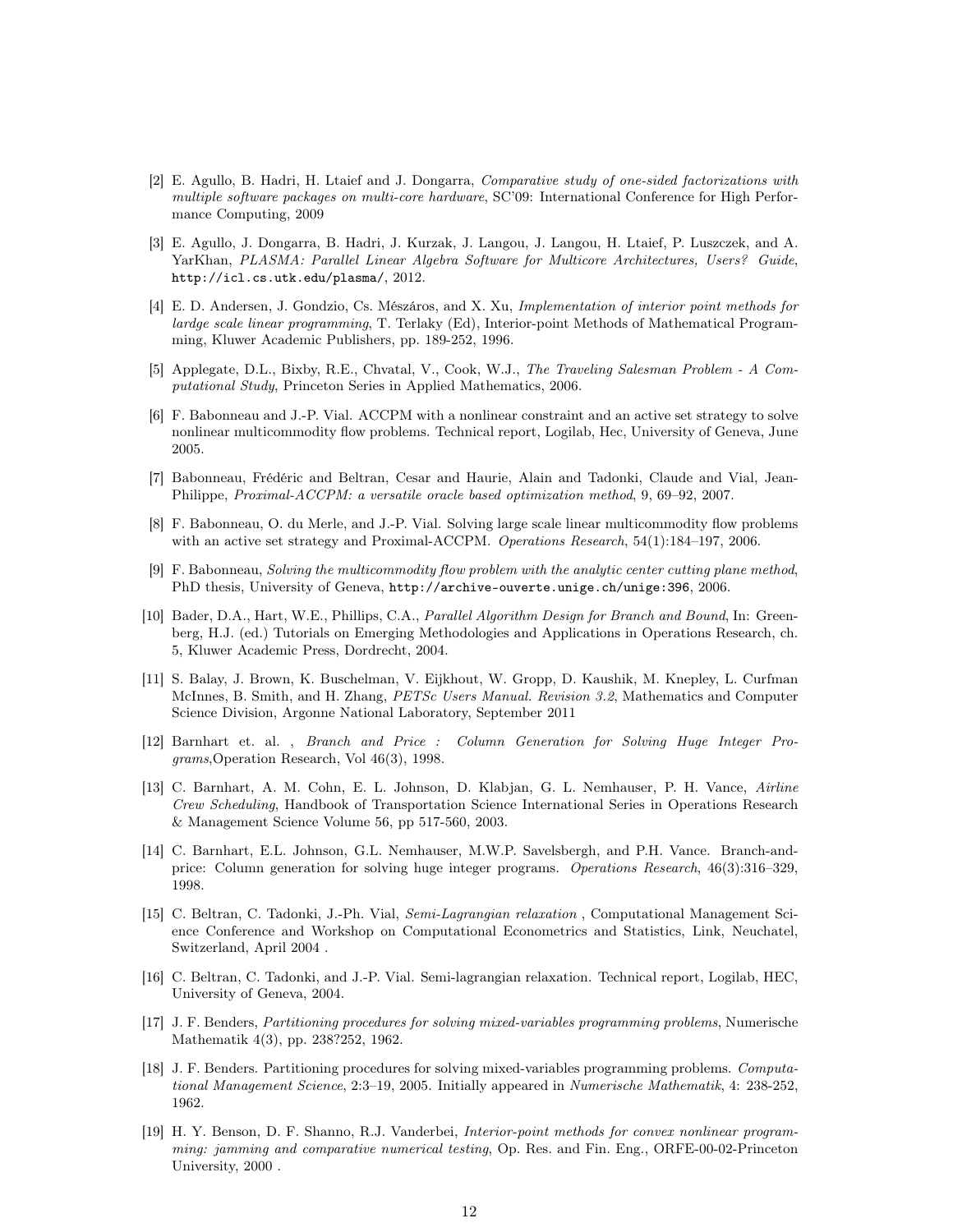[2] E. Agullo, B. Hadri, H. Ltaief and J. Dongarra, *Comparative study of one-sided factorizations with multiple software packages on multi-core hardware*, SC'09: International Conference for High Performance Computing, 2009

[3] E. Agullo, J. Dongarra, B. Hadri, J. Kurzak, J. Langou, J. Langou, H. Ltaief, P. Luszczek, and A. YarKhan, *PLASMA: Parallel Linear Algebra Software for Multicore Architectures, Users? Guide*, `http://icl.cs.utk.edu/plasma/`, 2012.

[4] E. D. Andersen, J. Gondzio, Cs. Mészáros, and X. Xu, *Implementation of interior point methods for lardge scale linear programming*, T. Terlaky (Ed), Interior-point Methods of Mathematical Programming, Kluwer Academic Publishers, pp. 189-252, 1996.

[5] Applegate, D.L., Bixby, R.E., Chvatal, V., Cook, W.J., *The Traveling Salesman Problem - A Computational Study*, Princeton Series in Applied Mathematics, 2006.

[6] F. Babonneau and J.-P. Vial. ACCPM with a nonlinear constraint and an active set strategy to solve nonlinear multicommodity flow problems. Technical report, Logilab, Hec, University of Geneva, June 2005.

[7] Babonneau, Frédéric and Beltran, Cesar and Haurie, Alain and Tadonki, Claude and Vial, Jean-Philippe, *Proximal-ACCPM: a versatile oracle based optimization method*, 9, 69–92, 2007.

[8] F. Babonneau, O. du Merle, and J.-P. Vial. Solving large scale linear multicommodity flow problems with an active set strategy and Proximal-ACCPM. *Operations Research*, 54(1):184–197, 2006.

[9] F. Babonneau, *Solving the multicommodity flow problem with the analytic center cutting plane method*, PhD thesis, University of Geneva, `http://archive-ouverte.unige.ch/unige:396`, 2006.

[10] Bader, D.A., Hart, W.E., Phillips, C.A., *Parallel Algorithm Design for Branch and Bound*, In: Greenberg, H.J. (ed.) Tutorials on Emerging Methodologies and Applications in Operations Research, ch. 5, Kluwer Academic Press, Dordrecht, 2004.

[11] S. Balay, J. Brown, K. Buschelman, V. Eijkhout, W. Gropp, D. Kaushik, M. Knepley, L. Curfman McInnes, B. Smith, and H. Zhang, *PETSc Users Manual. Revision 3.2*, Mathematics and Computer Science Division, Argonne National Laboratory, September 2011

[12] Barnhart et. al. , *Branch and Price : Column Generation for Solving Huge Integer Programs*,Operation Research, Vol 46(3), 1998.

[13] C. Barnhart, A. M. Cohn, E. L. Johnson, D. Klabjan, G. L. Nemhauser, P. H. Vance, *Airline Crew Scheduling*, Handbook of Transportation Science International Series in Operations Research & Management Science Volume 56, pp 517-560, 2003.

[14] C. Barnhart, E.L. Johnson, G.L. Nemhauser, M.W.P. Savelsbergh, and P.H. Vance. Branch-and-price: Column generation for solving huge integer programs. *Operations Research*, 46(3):316–329, 1998.

[15] C. Beltran, C. Tadonki, J.-Ph. Vial, *Semi-Lagrangian relaxation* , Computational Management Science Conference and Workshop on Computational Econometrics and Statistics, Link, Neuchatel, Switzerland, April 2004 .

[16] C. Beltran, C. Tadonki, and J.-P. Vial. Semi-lagrangian relaxation. Technical report, Logilab, HEC, University of Geneva, 2004.

[17] J. F. Benders, *Partitioning procedures for solving mixed-variables programming problems*, Numerische Mathematik 4(3), pp. 238?252, 1962.

[18] J. F. Benders. Partitioning procedures for solving mixed-variables programming problems. *Computational Management Science*, 2:3–19, 2005. Initially appeared in *Numerische Mathematik*, 4: 238-252, 1962.

[19] H. Y. Benson, D. F. Shanno, R.J. Vanderbei, *Interior-point methods for convex nonlinear programming: jamming and comparative numerical testing*, Op. Res. and Fin. Eng., ORFE-00-02-Princeton University, 2000 .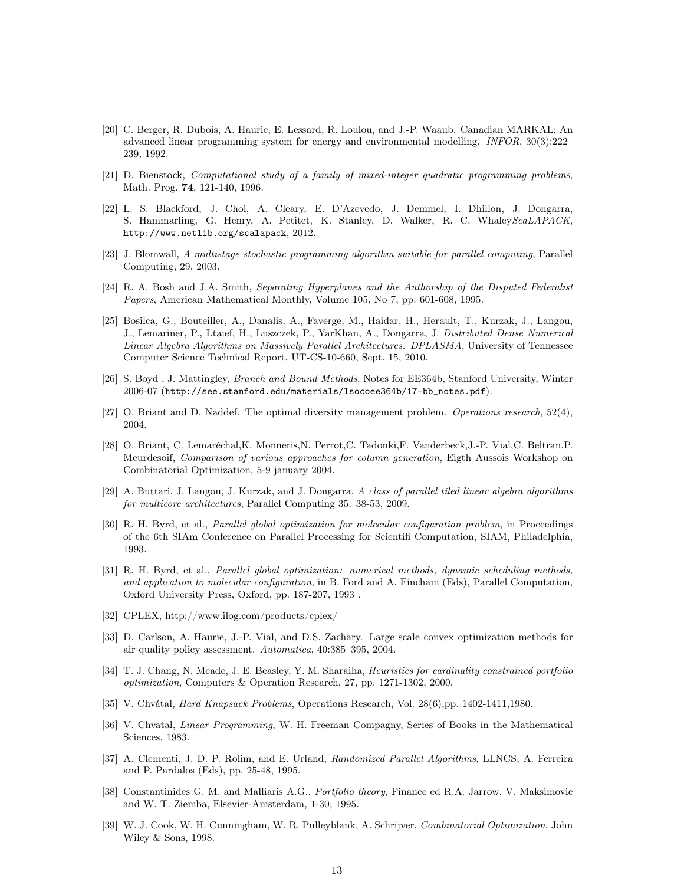[20] C. Berger, R. Dubois, A. Haurie, E. Lessard, R. Loulou, and J.-P. Waaub. Canadian MARKAL: An advanced linear programming system for energy and environmental modelling. *INFOR*, 30(3):222–239, 1992.

[21] D. Bienstock, *Computational study of a family of mixed-integer quadratic programming problems*, Math. Prog. **74**, 121-140, 1996.

[22] L. S. Blackford, J. Choi, A. Cleary, E. D'Azevedo, J. Demmel, I. Dhillon, J. Dongarra, S. Hammarling, G. Henry, A. Petitet, K. Stanley, D. Walker, R. C. Whaley*ScaLAPACK*, `http://www.netlib.org/scalapack`, 2012.

[23] J. Blomwall, *A multistage stochastic programming algorithm suitable for parallel computing*, Parallel Computing, 29, 2003.

[24] R. A. Bosh and J.A. Smith, *Separating Hyperplanes and the Authorship of the Disputed Federalist Papers*, American Mathematical Monthly, Volume 105, No 7, pp. 601-608, 1995.

[25] Bosilca, G., Bouteiller, A., Danalis, A., Faverge, M., Haidar, H., Herault, T., Kurzak, J., Langou, J., Lemariner, P., Ltaief, H., Luszczek, P., YarKhan, A., Dongarra, J. *Distributed Dense Numerical Linear Algebra Algorithms on Massively Parallel Architectures: DPLASMA*, University of Tennessee Computer Science Technical Report, UT-CS-10-660, Sept. 15, 2010.

[26] S. Boyd , J. Mattingley, *Branch and Bound Methods*, Notes for EE364b, Stanford University, Winter 2006-07 (`http://see.stanford.edu/materials/lsocoee364b/17-bb_notes.pdf`).

[27] O. Briant and D. Naddef. The optimal diversity management problem. *Operations research*, 52(4), 2004.

[28] O. Briant, C. Lemaréchal,K. Monneris,N. Perrot,C. Tadonki,F. Vanderbeck,J.-P. Vial,C. Beltran,P. Meurdesoif, *Comparison of various approaches for column generation*, Eigth Aussois Workshop on Combinatorial Optimization, 5-9 january 2004.

[29] A. Buttari, J. Langou, J. Kurzak, and J. Dongarra, *A class of parallel tiled linear algebra algorithms for multicore architectures*, Parallel Computing 35: 38-53, 2009.

[30] R. H. Byrd, et al., *Parallel global optimization for molecular configuration problem*, in Proceedings of the 6th SIAm Conference on Parallel Processing for Scientifi Computation, SIAM, Philadelphia, 1993.

[31] R. H. Byrd, et al., *Parallel global optimization: numerical methods, dynamic scheduling methods, and application to molecular configuration*, in B. Ford and A. Fincham (Eds), Parallel Computation, Oxford University Press, Oxford, pp. 187-207, 1993 .

[32] CPLEX, http://www.ilog.com/products/cplex/

[33] D. Carlson, A. Haurie, J.-P. Vial, and D.S. Zachary. Large scale convex optimization methods for air quality policy assessment. *Automatica*, 40:385–395, 2004.

[34] T. J. Chang, N. Meade, J. E. Beasley, Y. M. Sharaiha, *Heuristics for cardinality constrained portfolio optimization*, Computers & Operation Research, 27, pp. 1271-1302, 2000.

[35] V. Chvátal, *Hard Knapsack Problems*, Operations Research, Vol. 28(6),pp. 1402-1411,1980.

[36] V. Chvatal, *Linear Programming*, W. H. Freeman Compagny, Series of Books in the Mathematical Sciences, 1983.

[37] A. Clementi, J. D. P. Rolim, and E. Urland, *Randomized Parallel Algorithms*, LLNCS, A. Ferreira and P. Pardalos (Eds), pp. 25-48, 1995.

[38] Constantinides G. M. and Malliaris A.G., *Portfolio theory*, Finance ed R.A. Jarrow, V. Maksimovic and W. T. Ziemba, Elsevier-Amsterdam, 1-30, 1995.

[39] W. J. Cook, W. H. Cunningham, W. R. Pulleyblank, A. Schrijver, *Combinatorial Optimization*, John Wiley & Sons, 1998.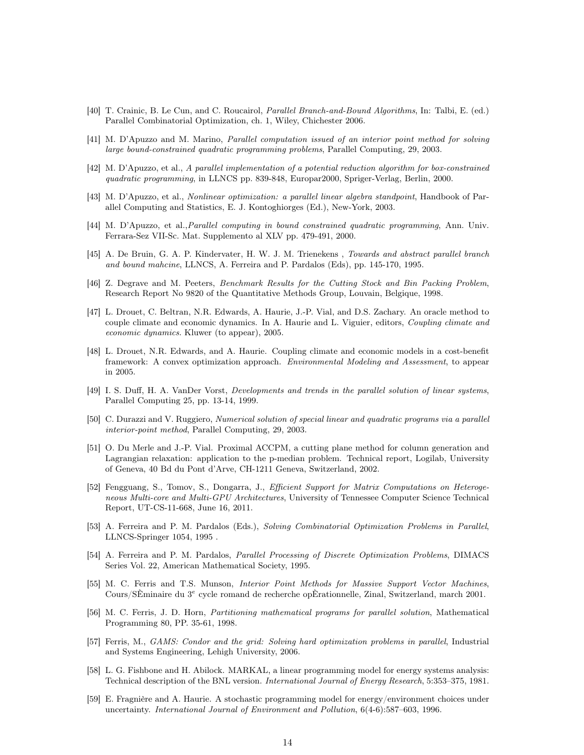[40] T. Crainic, B. Le Cun, and C. Roucairol, *Parallel Branch-and-Bound Algorithms*, In: Talbi, E. (ed.) Parallel Combinatorial Optimization, ch. 1, Wiley, Chichester 2006.

[41] M. D'Apuzzo and M. Marino, *Parallel computation issued of an interior point method for solving large bound-constrained quadratic programming problems*, Parallel Computing, 29, 2003.

[42] M. D'Apuzzo, et al., *A parallel implementation of a potential reduction algorithm for box-constrained quadratic programming*, in LLNCS pp. 839-848, Europar2000, Spriger-Verlag, Berlin, 2000.

[43] M. D'Apuzzo, et al., *Nonlinear optimization: a parallel linear algebra standpoint*, Handbook of Parallel Computing and Statistics, E. J. Kontoghiorges (Ed.), New-York, 2003.

[44] M. D'Apuzzo, et al.,*Parallel computing in bound constrained quadratic programming*, Ann. Univ. Ferrara-Sez VII-Sc. Mat. Supplemento al XLV pp. 479-491, 2000.

[45] A. De Bruin, G. A. P. Kindervater, H. W. J. M. Trienekens , *Towards and abstract parallel branch and bound mahcine*, LLNCS, A. Ferreira and P. Pardalos (Eds), pp. 145-170, 1995.

[46] Z. Degrave and M. Peeters, *Benchmark Results for the Cutting Stock and Bin Packing Problem*, Research Report No 9820 of the Quantitative Methods Group, Louvain, Belgique, 1998.

[47] L. Drouet, C. Beltran, N.R. Edwards, A. Haurie, J.-P. Vial, and D.S. Zachary. An oracle method to couple climate and economic dynamics. In A. Haurie and L. Viguier, editors, *Coupling climate and economic dynamics*. Kluwer (to appear), 2005.

[48] L. Drouet, N.R. Edwards, and A. Haurie. Coupling climate and economic models in a cost-benefit framework: A convex optimization approach. *Environmental Modeling and Assessment*, to appear in 2005.

[49] I. S. Duff, H. A. VanDer Vorst, *Developments and trends in the parallel solution of linear systems*, Parallel Computing 25, pp. 13-14, 1999.

[50] C. Durazzi and V. Ruggiero, *Numerical solution of special linear and quadratic programs via a parallel interior-point method*, Parallel Computing, 29, 2003.

[51] O. Du Merle and J.-P. Vial. Proximal ACCPM, a cutting plane method for column generation and Lagrangian relaxation: application to the p-median problem. Technical report, Logilab, University of Geneva, 40 Bd du Pont d'Arve, CH-1211 Geneva, Switzerland, 2002.

[52] Fengguang, S., Tomov, S., Dongarra, J., *Efficient Support for Matrix Computations on Heterogeneous Multi-core and Multi-GPU Architectures*, University of Tennessee Computer Science Technical Report, UT-CS-11-668, June 16, 2011.

[53] A. Ferreira and P. M. Pardalos (Eds.), *Solving Combinatorial Optimization Problems in Parallel*, LLNCS-Springer 1054, 1995 .

[54] A. Ferreira and P. M. Pardalos, *Parallel Processing of Discrete Optimization Problems*, DIMACS Series Vol. 22, American Mathematical Society, 1995.

[55] M. C. Ferris and T.S. Munson, *Interior Point Methods for Massive Support Vector Machines*, Cours/SÈminaire du 3$^e$ cycle romand de recherche opÈrationnelle, Zinal, Switzerland, march 2001.

[56] M. C. Ferris, J. D. Horn, *Partitioning mathematical programs for parallel solution*, Mathematical Programming 80, PP. 35-61, 1998.

[57] Ferris, M., *GAMS: Condor and the grid: Solving hard optimization problems in parallel*, Industrial and Systems Engineering, Lehigh University, 2006.

[58] L. G. Fishbone and H. Abilock. MARKAL, a linear programming model for energy systems analysis: Technical description of the BNL version. *International Journal of Energy Research*, 5:353–375, 1981.

[59] E. Fragnière and A. Haurie. A stochastic programming model for energy/environment choices under uncertainty. *International Journal of Environment and Pollution*, 6(4-6):587–603, 1996.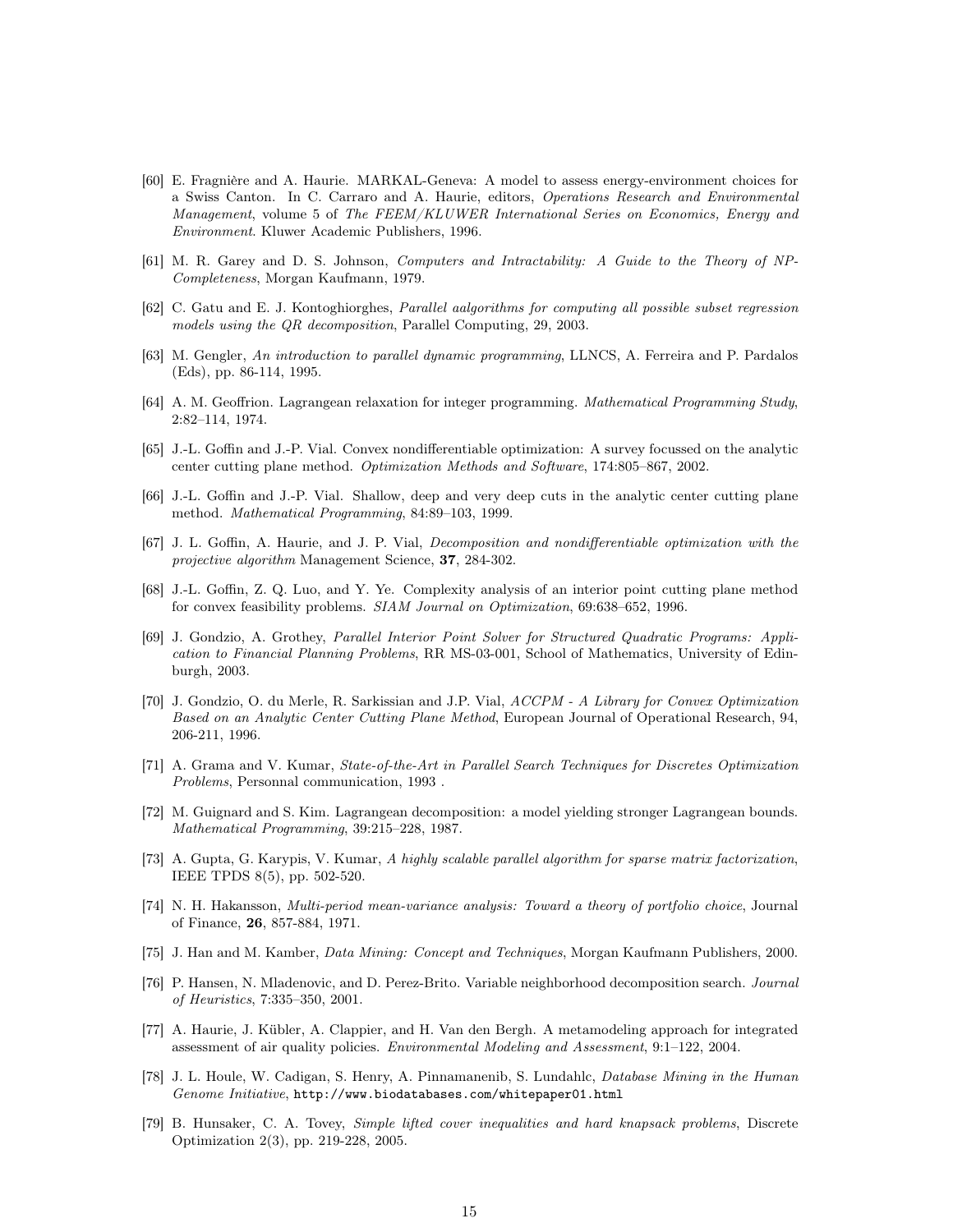[60] E. Fragnière and A. Haurie. MARKAL-Geneva: A model to assess energy-environment choices for a Swiss Canton. In C. Carraro and A. Haurie, editors, *Operations Research and Environmental Management*, volume 5 of *The FEEM/KLUWER International Series on Economics, Energy and Environment*. Kluwer Academic Publishers, 1996.

[61] M. R. Garey and D. S. Johnson, *Computers and Intractability: A Guide to the Theory of NP-Completeness*, Morgan Kaufmann, 1979.

[62] C. Gatu and E. J. Kontoghiorghes, *Parallel aalgorithms for computing all possible subset regression models using the QR decomposition*, Parallel Computing, 29, 2003.

[63] M. Gengler, *An introduction to parallel dynamic programming*, LLNCS, A. Ferreira and P. Pardalos (Eds), pp. 86-114, 1995.

[64] A. M. Geoffrion. Lagrangean relaxation for integer programming. *Mathematical Programming Study*, 2:82–114, 1974.

[65] J.-L. Goffin and J.-P. Vial. Convex nondifferentiable optimization: A survey focussed on the analytic center cutting plane method. *Optimization Methods and Software*, 174:805–867, 2002.

[66] J.-L. Goffin and J.-P. Vial. Shallow, deep and very deep cuts in the analytic center cutting plane method. *Mathematical Programming*, 84:89–103, 1999.

[67] J. L. Goffin, A. Haurie, and J. P. Vial, *Decomposition and nondifferentiable optimization with the projective algorithm* Management Science, **37**, 284-302.

[68] J.-L. Goffin, Z. Q. Luo, and Y. Ye. Complexity analysis of an interior point cutting plane method for convex feasibility problems. *SIAM Journal on Optimization*, 69:638–652, 1996.

[69] J. Gondzio, A. Grothey, *Parallel Interior Point Solver for Structured Quadratic Programs: Application to Financial Planning Problems*, RR MS-03-001, School of Mathematics, University of Edinburgh, 2003.

[70] J. Gondzio, O. du Merle, R. Sarkissian and J.P. Vial, *ACCPM - A Library for Convex Optimization Based on an Analytic Center Cutting Plane Method*, European Journal of Operational Research, 94, 206-211, 1996.

[71] A. Grama and V. Kumar, *State-of-the-Art in Parallel Search Techniques for Discretes Optimization Problems*, Personnal communication, 1993 .

[72] M. Guignard and S. Kim. Lagrangean decomposition: a model yielding stronger Lagrangean bounds. *Mathematical Programming*, 39:215–228, 1987.

[73] A. Gupta, G. Karypis, V. Kumar, *A highly scalable parallel algorithm for sparse matrix factorization*, IEEE TPDS 8(5), pp. 502-520.

[74] N. H. Hakansson, *Multi-period mean-variance analysis: Toward a theory of portfolio choice*, Journal of Finance, **26**, 857-884, 1971.

[75] J. Han and M. Kamber, *Data Mining: Concept and Techniques*, Morgan Kaufmann Publishers, 2000.

[76] P. Hansen, N. Mladenovic, and D. Perez-Brito. Variable neighborhood decomposition search. *Journal of Heuristics*, 7:335–350, 2001.

[77] A. Haurie, J. Kübler, A. Clappier, and H. Van den Bergh. A metamodeling approach for integrated assessment of air quality policies. *Environmental Modeling and Assessment*, 9:1–122, 2004.

[78] J. L. Houle, W. Cadigan, S. Henry, A. Pinnamanenib, S. Lundahlc, *Database Mining in the Human Genome Initiative*, `http://www.biodatabases.com/whitepaper01.html`

[79] B. Hunsaker, C. A. Tovey, *Simple lifted cover inequalities and hard knapsack problems*, Discrete Optimization 2(3), pp. 219-228, 2005.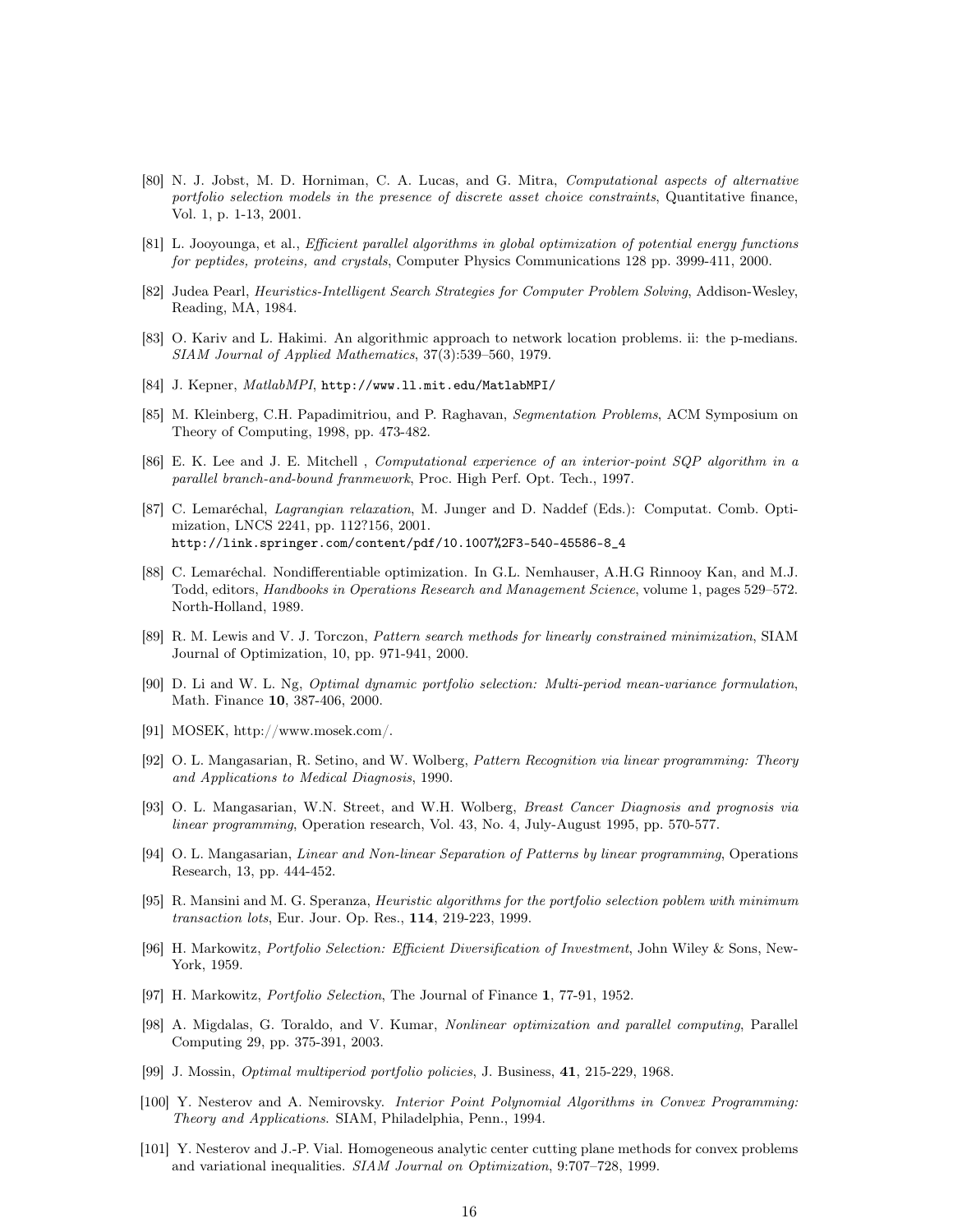[80] N. J. Jobst, M. D. Horniman, C. A. Lucas, and G. Mitra, *Computational aspects of alternative portfolio selection models in the presence of discrete asset choice constraints*, Quantitative finance, Vol. 1, p. 1-13, 2001.

[81] L. Jooyounga, et al., *Efficient parallel algorithms in global optimization of potential energy functions for peptides, proteins, and crystals*, Computer Physics Communications 128 pp. 3999-411, 2000.

[82] Judea Pearl, *Heuristics-Intelligent Search Strategies for Computer Problem Solving*, Addison-Wesley, Reading, MA, 1984.

[83] O. Kariv and L. Hakimi. An algorithmic approach to network location problems. ii: the p-medians. *SIAM Journal of Applied Mathematics*, 37(3):539–560, 1979.

[84] J. Kepner, *MatlabMPI*, `http://www.ll.mit.edu/MatlabMPI/`

[85] M. Kleinberg, C.H. Papadimitriou, and P. Raghavan, *Segmentation Problems*, ACM Symposium on Theory of Computing, 1998, pp. 473-482.

[86] E. K. Lee and J. E. Mitchell , *Computational experience of an interior-point SQP algorithm in a parallel branch-and-bound franmework*, Proc. High Perf. Opt. Tech., 1997.

[87] C. Lemaréchal, *Lagrangian relaxation*, M. Junger and D. Naddef (Eds.): Computat. Comb. Optimization, LNCS 2241, pp. 112?156, 2001.
`http://link.springer.com/content/pdf/10.1007%2F3-540-45586-8_4`

[88] C. Lemaréchal. Nondifferentiable optimization. In G.L. Nemhauser, A.H.G Rinnooy Kan, and M.J. Todd, editors, *Handbooks in Operations Research and Management Science*, volume 1, pages 529–572. North-Holland, 1989.

[89] R. M. Lewis and V. J. Torczon, *Pattern search methods for linearly constrained minimization*, SIAM Journal of Optimization, 10, pp. 971-941, 2000.

[90] D. Li and W. L. Ng, *Optimal dynamic portfolio selection: Multi-period mean-variance formulation*, Math. Finance **10**, 387-406, 2000.

[91] MOSEK, http://www.mosek.com/.

[92] O. L. Mangasarian, R. Setino, and W. Wolberg, *Pattern Recognition via linear programming: Theory and Applications to Medical Diagnosis*, 1990.

[93] O. L. Mangasarian, W.N. Street, and W.H. Wolberg, *Breast Cancer Diagnosis and prognosis via linear programming*, Operation research, Vol. 43, No. 4, July-August 1995, pp. 570-577.

[94] O. L. Mangasarian, *Linear and Non-linear Separation of Patterns by linear programming*, Operations Research, 13, pp. 444-452.

[95] R. Mansini and M. G. Speranza, *Heuristic algorithms for the portfolio selection poblem with minimum transaction lots*, Eur. Jour. Op. Res., **114**, 219-223, 1999.

[96] H. Markowitz, *Portfolio Selection: Efficient Diversification of Investment*, John Wiley & Sons, New-York, 1959.

[97] H. Markowitz, *Portfolio Selection*, The Journal of Finance **1**, 77-91, 1952.

[98] A. Migdalas, G. Toraldo, and V. Kumar, *Nonlinear optimization and parallel computing*, Parallel Computing 29, pp. 375-391, 2003.

[99] J. Mossin, *Optimal multiperiod portfolio policies*, J. Business, **41**, 215-229, 1968.

[100] Y. Nesterov and A. Nemirovsky. *Interior Point Polynomial Algorithms in Convex Programming: Theory and Applications*. SIAM, Philadelphia, Penn., 1994.

[101] Y. Nesterov and J.-P. Vial. Homogeneous analytic center cutting plane methods for convex problems and variational inequalities. *SIAM Journal on Optimization*, 9:707–728, 1999.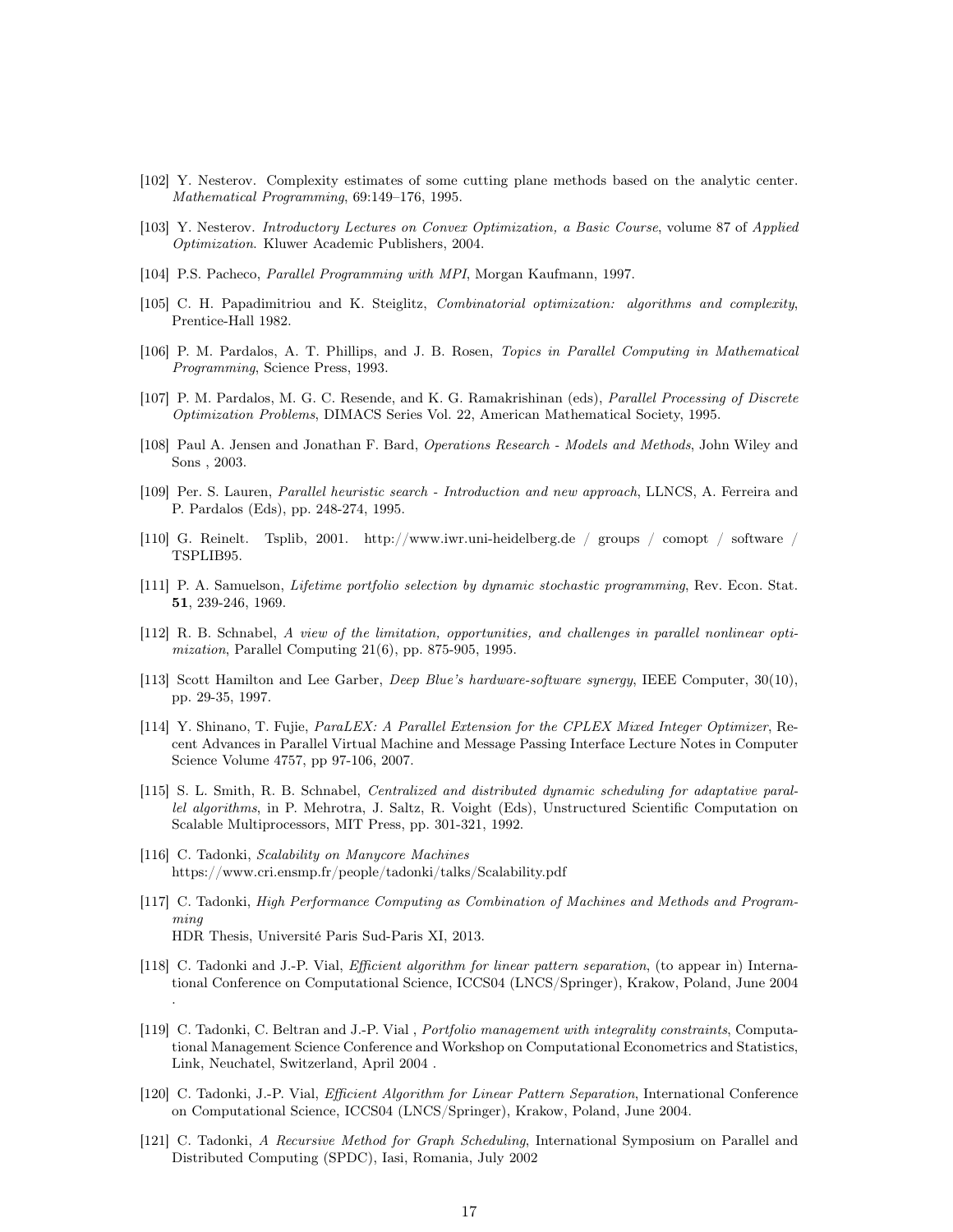[102] Y. Nesterov. Complexity estimates of some cutting plane methods based on the analytic center. *Mathematical Programming*, 69:149–176, 1995.

[103] Y. Nesterov. *Introductory Lectures on Convex Optimization, a Basic Course*, volume 87 of *Applied Optimization*. Kluwer Academic Publishers, 2004.

[104] P.S. Pacheco, *Parallel Programming with MPI*, Morgan Kaufmann, 1997.

[105] C. H. Papadimitriou and K. Steiglitz, *Combinatorial optimization: algorithms and complexity*, Prentice-Hall 1982.

[106] P. M. Pardalos, A. T. Phillips, and J. B. Rosen, *Topics in Parallel Computing in Mathematical Programming*, Science Press, 1993.

[107] P. M. Pardalos, M. G. C. Resende, and K. G. Ramakrishinan (eds), *Parallel Processing of Discrete Optimization Problems*, DIMACS Series Vol. 22, American Mathematical Society, 1995.

[108] Paul A. Jensen and Jonathan F. Bard, *Operations Research - Models and Methods*, John Wiley and Sons , 2003.

[109] Per. S. Lauren, *Parallel heuristic search - Introduction and new approach*, LLNCS, A. Ferreira and P. Pardalos (Eds), pp. 248-274, 1995.

[110] G. Reinelt. Tsplib, 2001. http://www.iwr.uni-heidelberg.de / groups / comopt / software / TSPLIB95.

[111] P. A. Samuelson, *Lifetime portfolio selection by dynamic stochastic programming*, Rev. Econ. Stat. **51**, 239-246, 1969.

[112] R. B. Schnabel, *A view of the limitation, opportunities, and challenges in parallel nonlinear optimization*, Parallel Computing 21(6), pp. 875-905, 1995.

[113] Scott Hamilton and Lee Garber, *Deep Blue's hardware-software synergy*, IEEE Computer, 30(10), pp. 29-35, 1997.

[114] Y. Shinano, T. Fujie, *ParaLEX: A Parallel Extension for the CPLEX Mixed Integer Optimizer*, Recent Advances in Parallel Virtual Machine and Message Passing Interface Lecture Notes in Computer Science Volume 4757, pp 97-106, 2007.

[115] S. L. Smith, R. B. Schnabel, *Centralized and distributed dynamic scheduling for adaptative parallel algorithms*, in P. Mehrotra, J. Saltz, R. Voight (Eds), Unstructured Scientific Computation on Scalable Multiprocessors, MIT Press, pp. 301-321, 1992.

[116] C. Tadonki, *Scalability on Manycore Machines*
https://www.cri.ensmp.fr/people/tadonki/talks/Scalability.pdf

[117] C. Tadonki, *High Performance Computing as Combination of Machines and Methods and Programming*
HDR Thesis, Université Paris Sud-Paris XI, 2013.

[118] C. Tadonki and J.-P. Vial, *Efficient algorithm for linear pattern separation*, (to appear in) International Conference on Computational Science, ICCS04 (LNCS/Springer), Krakow, Poland, June 2004 .

[119] C. Tadonki, C. Beltran and J.-P. Vial , *Portfolio management with integrality constraints*, Computational Management Science Conference and Workshop on Computational Econometrics and Statistics, Link, Neuchatel, Switzerland, April 2004 .

[120] C. Tadonki, J.-P. Vial, *Efficient Algorithm for Linear Pattern Separation*, International Conference on Computational Science, ICCS04 (LNCS/Springer), Krakow, Poland, June 2004.

[121] C. Tadonki, *A Recursive Method for Graph Scheduling*, International Symposium on Parallel and Distributed Computing (SPDC), Iasi, Romania, July 2002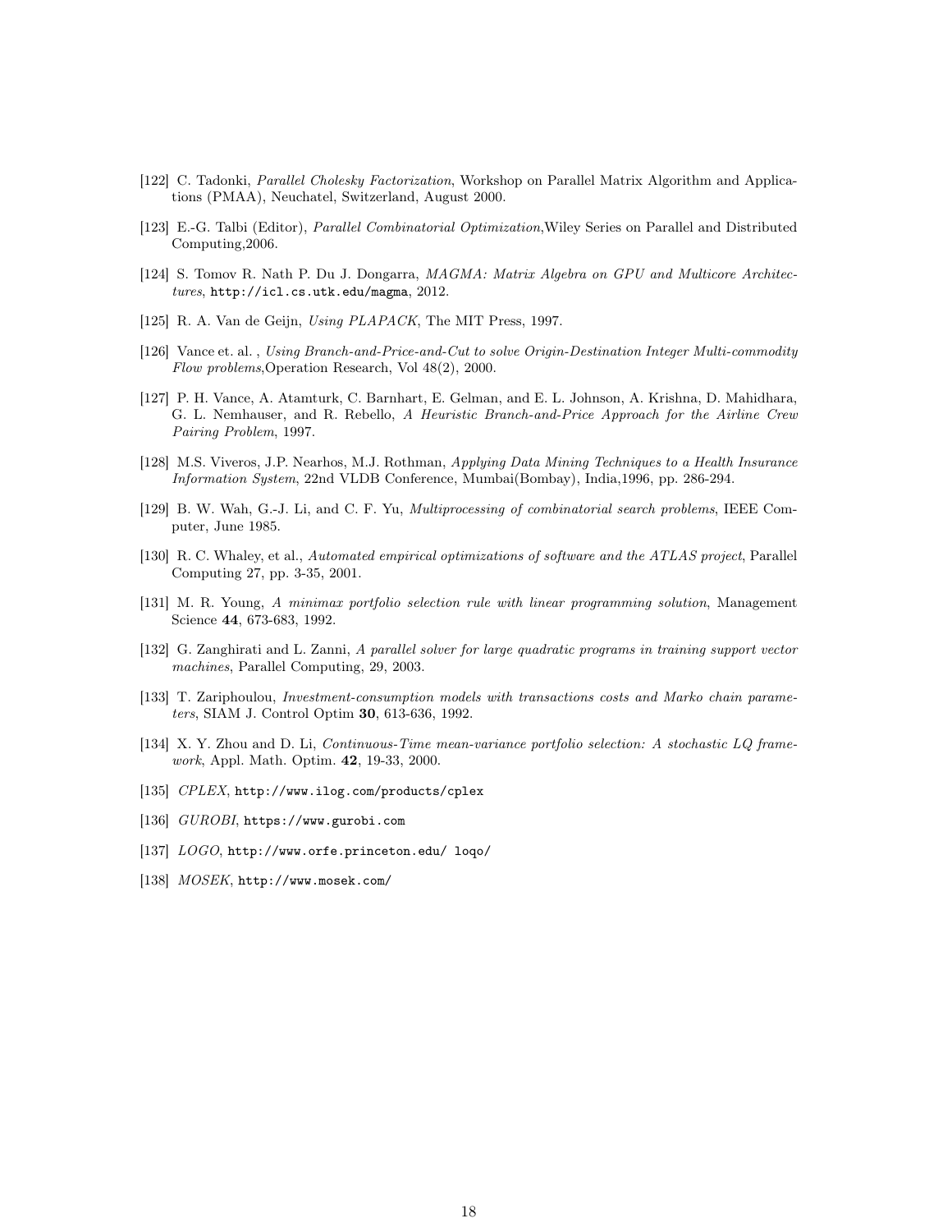[122] C. Tadonki, *Parallel Cholesky Factorization*, Workshop on Parallel Matrix Algorithm and Applications (PMAA), Neuchatel, Switzerland, August 2000.

[123] E.-G. Talbi (Editor), *Parallel Combinatorial Optimization*,Wiley Series on Parallel and Distributed Computing,2006.

[124] S. Tomov R. Nath P. Du J. Dongarra, *MAGMA: Matrix Algebra on GPU and Multicore Architectures*, `http://icl.cs.utk.edu/magma`, 2012.

[125] R. A. Van de Geijn, *Using PLAPACK*, The MIT Press, 1997.

[126] Vance et. al. , *Using Branch-and-Price-and-Cut to solve Origin-Destination Integer Multi-commodity Flow problems*,Operation Research, Vol 48(2), 2000.

[127] P. H. Vance, A. Atamturk, C. Barnhart, E. Gelman, and E. L. Johnson, A. Krishna, D. Mahidhara, G. L. Nemhauser, and R. Rebello, *A Heuristic Branch-and-Price Approach for the Airline Crew Pairing Problem*, 1997.

[128] M.S. Viveros, J.P. Nearhos, M.J. Rothman, *Applying Data Mining Techniques to a Health Insurance Information System*, 22nd VLDB Conference, Mumbai(Bombay), India,1996, pp. 286-294.

[129] B. W. Wah, G.-J. Li, and C. F. Yu, *Multiprocessing of combinatorial search problems*, IEEE Computer, June 1985.

[130] R. C. Whaley, et al., *Automated empirical optimizations of software and the ATLAS project*, Parallel Computing 27, pp. 3-35, 2001.

[131] M. R. Young, *A minimax portfolio selection rule with linear programming solution*, Management Science **44**, 673-683, 1992.

[132] G. Zanghirati and L. Zanni, *A parallel solver for large quadratic programs in training support vector machines*, Parallel Computing, 29, 2003.

[133] T. Zariphoulou, *Investment-consumption models with transactions costs and Marko chain parameters*, SIAM J. Control Optim **30**, 613-636, 1992.

[134] X. Y. Zhou and D. Li, *Continuous-Time mean-variance portfolio selection: A stochastic LQ framework*, Appl. Math. Optim. **42**, 19-33, 2000.

[135] *CPLEX*, `http://www.ilog.com/products/cplex`

[136] *GUROBI*, `https://www.gurobi.com`

[137] *LOGO*, `http://www.orfe.princeton.edu/ loqo/`

[138] *MOSEK*, `http://www.mosek.com/`